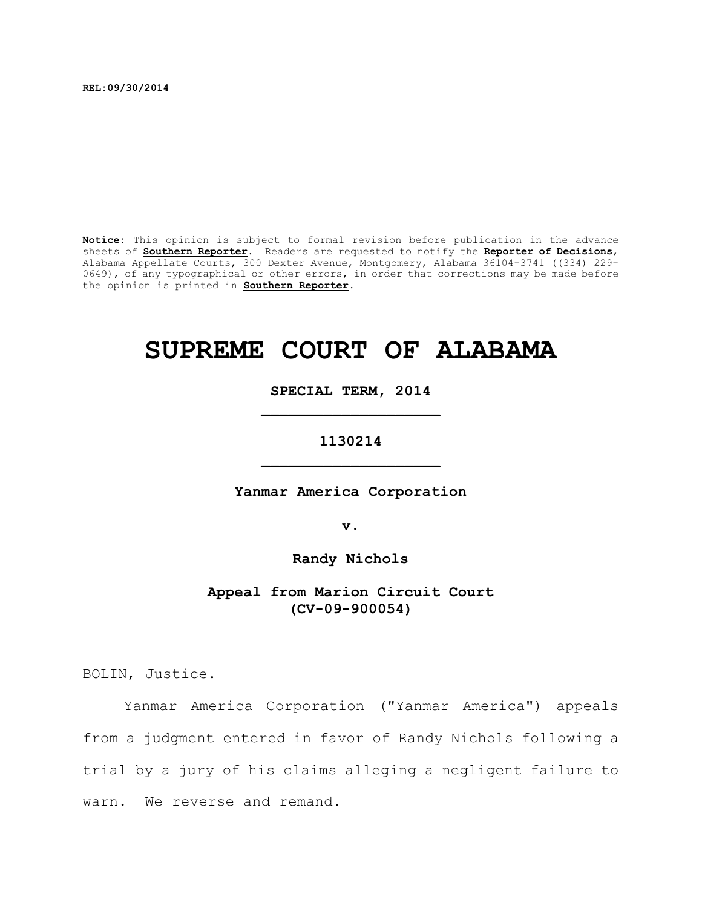**REL:09/30/2014**

**Notice:** This opinion is subject to formal revision before publication in the advance sheets of **Southern Reporter**. Readers are requested to notify the **Reporter of Decisions**, Alabama Appellate Courts, 300 Dexter Avenue, Montgomery, Alabama 36104-3741 ((334) 229-0649), of any typographical or other errors, in order that corrections may be made before the opinion is printed in **Southern Reporter**.

# SUPREME COURT OF ALABAMA

**SPECIAL TERM, 2014**

**\_\_\_\_\_\_\_\_\_\_\_\_\_\_\_\_\_\_\_\_**

**1130214**

**\_\_\_\_\_\_\_\_\_\_\_\_\_\_\_\_\_\_\_\_**

**Yanmar America Corporation**

**v.**

**Randy Nichols**

**Appeal from Marion Circuit Court (CV-09-900054)**

BOLIN, Justice.

Yanmar America Corporation ("Yanmar America") appeals from a judgment entered in favor of Randy Nichols following a trial by a jury of his claims alleging a negligent failure to warn. We reverse and remand.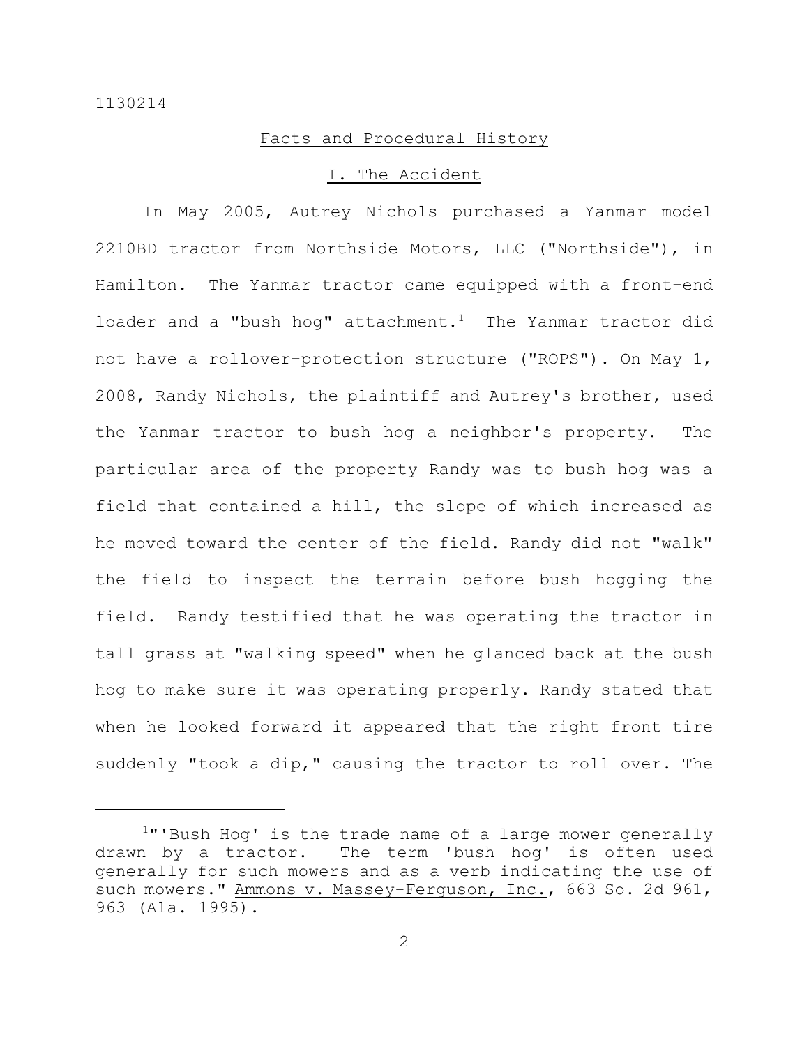## Facts and Procedural History

### I. The Accident

In May 2005, Autrey Nichols purchased a Yanmar model 2210BD tractor from Northside Motors, LLC ("Northside"), in Hamilton. The Yanmar tractor came equipped with a front-end loader and a "bush hog" attachment.[1] The Yanmar tractor did not have a rollover-protection structure ("ROPS"). On May 1, 2008, Randy Nichols, the plaintiff and Autrey's brother, used the Yanmar tractor to bush hog a neighbor's property. The particular area of the property Randy was to bush hog was a field that contained a hill, the slope of which increased as he moved toward the center of the field. Randy did not "walk" the field to inspect the terrain before bush hogging the field. Randy testified that he was operating the tractor in tall grass at "walking speed" when he glanced back at the bush hog to make sure it was operating properly. Randy stated that when he looked forward it appeared that the right front tire suddenly "took a dip," causing the tractor to roll over. The

---

[1]"'Bush Hog' is the trade name of a large mower generally drawn by a tractor. The term 'bush hog' is often used generally for such mowers and as a verb indicating the use of such mowers." Ammons v. Massey-Ferguson, Inc., 663 So. 2d 961, 963 (Ala. 1995).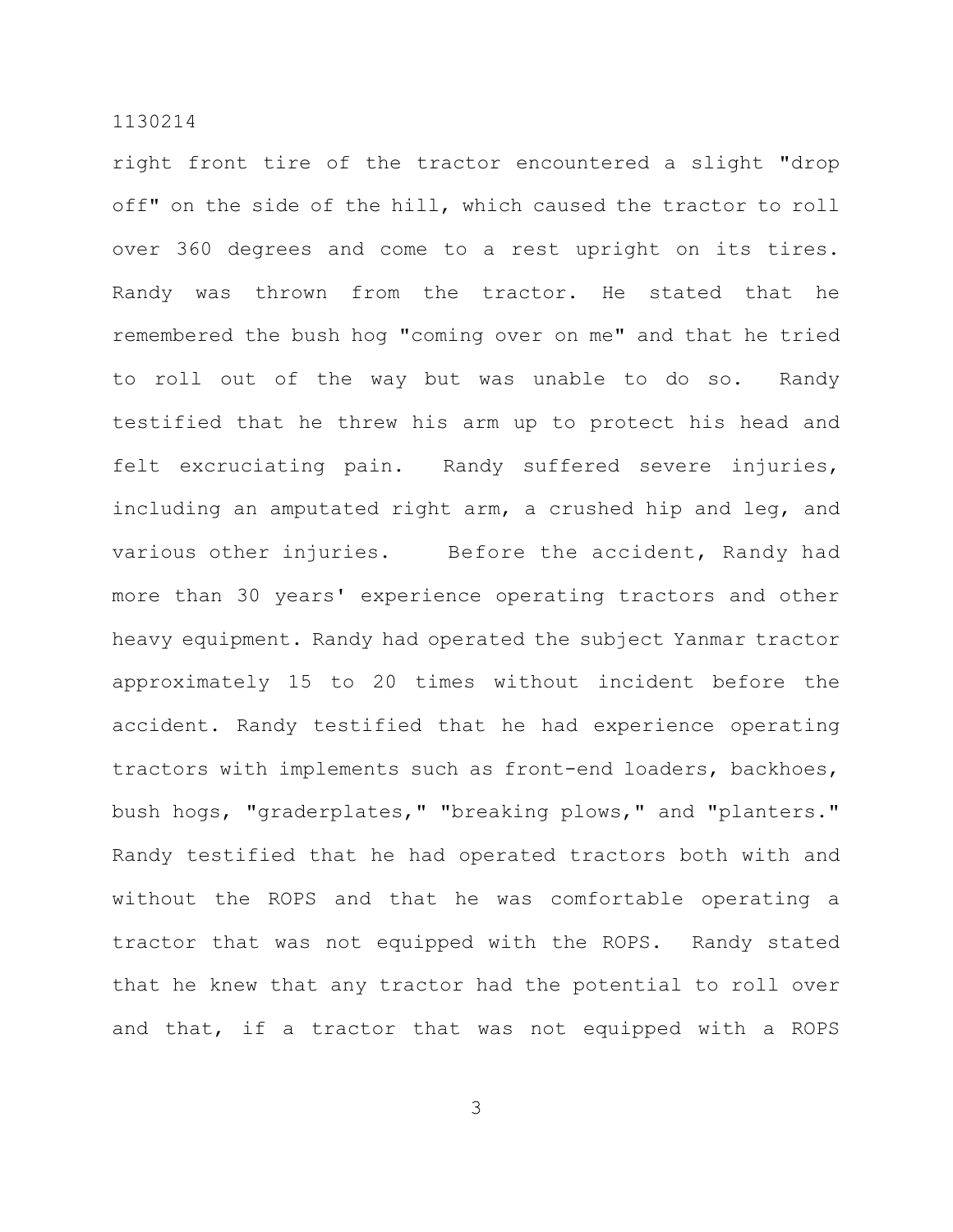right front tire of the tractor encountered a slight "drop off" on the side of the hill, which caused the tractor to roll over 360 degrees and come to a rest upright on its tires. Randy was thrown from the tractor. He stated that he remembered the bush hog "coming over on me" and that he tried to roll out of the way but was unable to do so. Randy testified that he threw his arm up to protect his head and felt excruciating pain. Randy suffered severe injuries, including an amputated right arm, a crushed hip and leg, and various other injuries. Before the accident, Randy had more than 30 years' experience operating tractors and other heavy equipment. Randy had operated the subject Yanmar tractor approximately 15 to 20 times without incident before the accident. Randy testified that he had experience operating tractors with implements such as front-end loaders, backhoes, bush hogs, "graderplates," "breaking plows," and "planters." Randy testified that he had operated tractors both with and without the ROPS and that he was comfortable operating a tractor that was not equipped with the ROPS. Randy stated that he knew that any tractor had the potential to roll over and that, if a tractor that was not equipped with a ROPS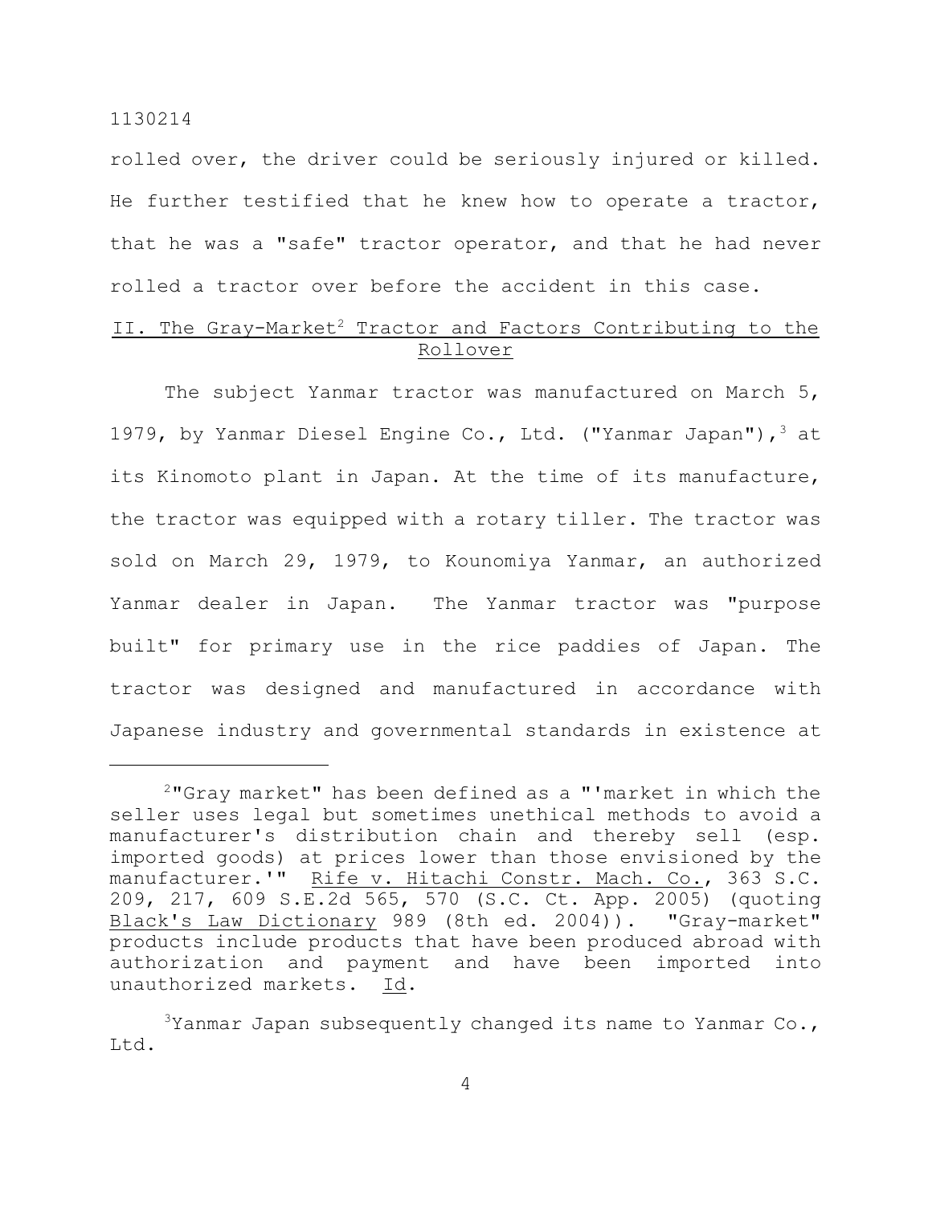rolled over, the driver could be seriously injured or killed. He further testified that he knew how to operate a tractor, that he was a "safe" tractor operator, and that he had never rolled a tractor over before the accident in this case.

## II. The Gray-Market[2] Tractor and Factors Contributing to the Rollover

The subject Yanmar tractor was manufactured on March 5, 1979, by Yanmar Diesel Engine Co., Ltd. ("Yanmar Japan"),[3] at its Kinomoto plant in Japan. At the time of its manufacture, the tractor was equipped with a rotary tiller. The tractor was sold on March 29, 1979, to Kounomiya Yanmar, an authorized Yanmar dealer in Japan. The Yanmar tractor was "purpose built" for primary use in the rice paddies of Japan. The tractor was designed and manufactured in accordance with Japanese industry and governmental standards in existence at

---

[2]"Gray market" has been defined as a "'market in which the seller uses legal but sometimes unethical methods to avoid a manufacturer's distribution chain and thereby sell (esp. imported goods) at prices lower than those envisioned by the manufacturer.'" Rife v. Hitachi Constr. Mach. Co., 363 S.C. 209, 217, 609 S.E.2d 565, 570 (S.C. Ct. App. 2005) (quoting Black's Law Dictionary 989 (8th ed. 2004)). "Gray-market" products include products that have been produced abroad with authorization and payment and have been imported into unauthorized markets. Id.

[3]Yanmar Japan subsequently changed its name to Yanmar Co., Ltd.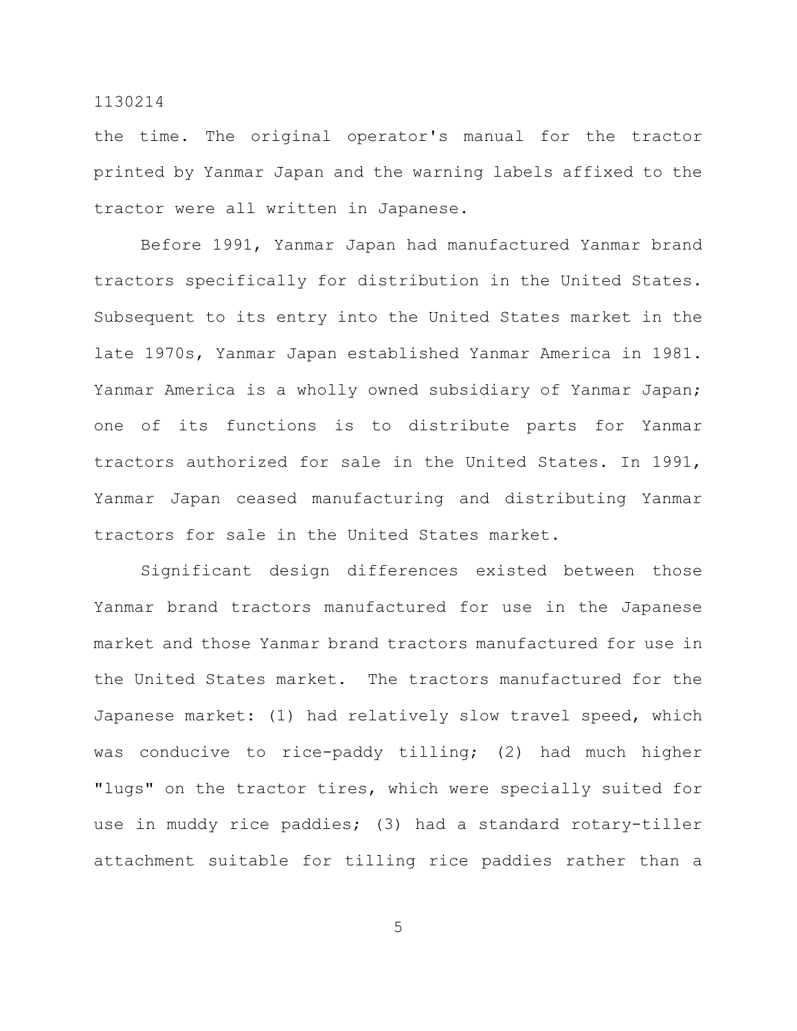the time. The original operator's manual for the tractor printed by Yanmar Japan and the warning labels affixed to the tractor were all written in Japanese.

Before 1991, Yanmar Japan had manufactured Yanmar brand tractors specifically for distribution in the United States. Subsequent to its entry into the United States market in the late 1970s, Yanmar Japan established Yanmar America in 1981. Yanmar America is a wholly owned subsidiary of Yanmar Japan; one of its functions is to distribute parts for Yanmar tractors authorized for sale in the United States. In 1991, Yanmar Japan ceased manufacturing and distributing Yanmar tractors for sale in the United States market.

Significant design differences existed between those Yanmar brand tractors manufactured for use in the Japanese market and those Yanmar brand tractors manufactured for use in the United States market. The tractors manufactured for the Japanese market: (1) had relatively slow travel speed, which was conducive to rice-paddy tilling; (2) had much higher "lugs" on the tractor tires, which were specially suited for use in muddy rice paddies; (3) had a standard rotary-tiller attachment suitable for tilling rice paddies rather than a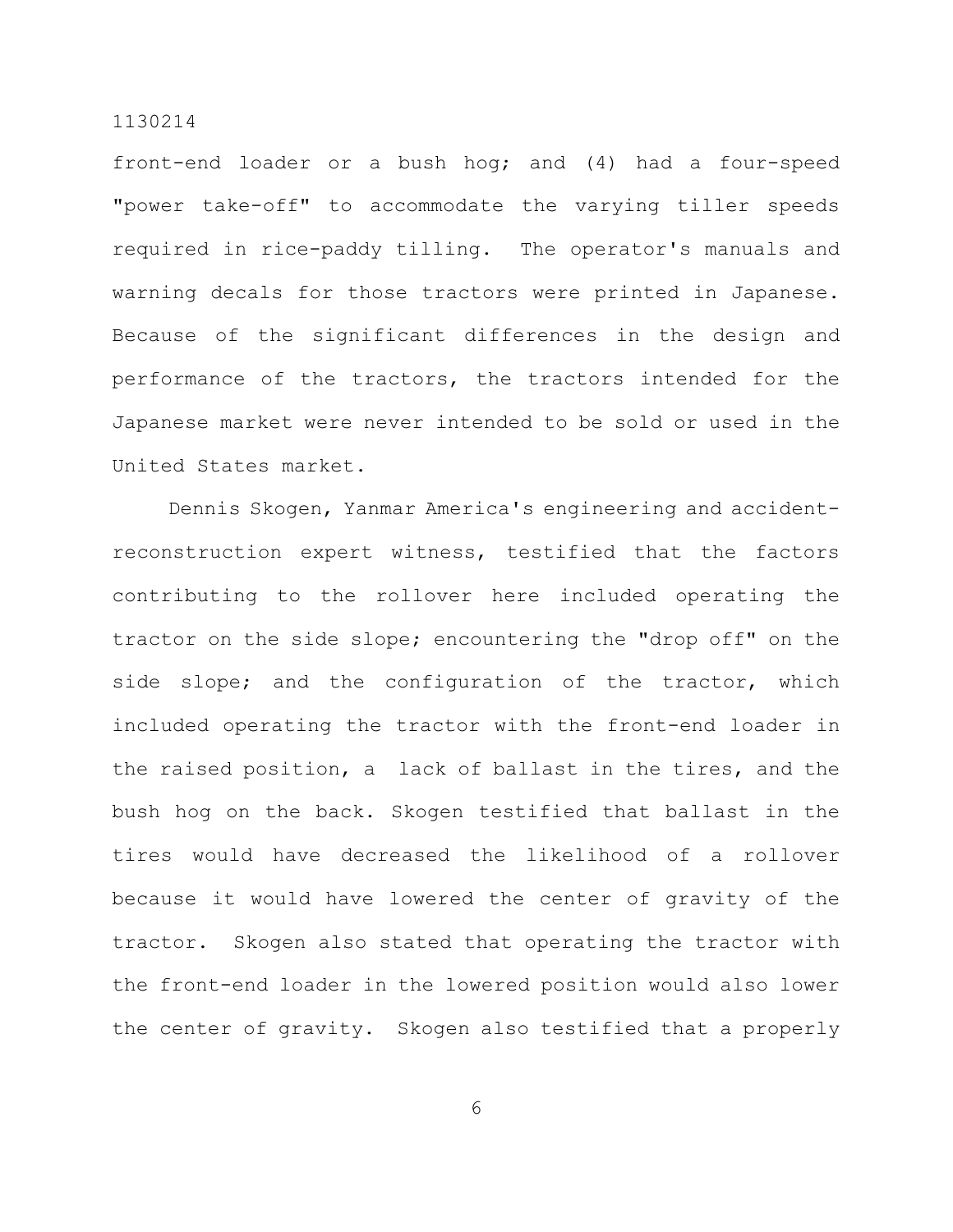front-end loader or a bush hog; and (4) had a four-speed "power take-off" to accommodate the varying tiller speeds required in rice-paddy tilling. The operator's manuals and warning decals for those tractors were printed in Japanese. Because of the significant differences in the design and performance of the tractors, the tractors intended for the Japanese market were never intended to be sold or used in the United States market.

Dennis Skogen, Yanmar America's engineering and accident-reconstruction expert witness, testified that the factors contributing to the rollover here included operating the tractor on the side slope; encountering the "drop off" on the side slope; and the configuration of the tractor, which included operating the tractor with the front-end loader in the raised position, a lack of ballast in the tires, and the bush hog on the back. Skogen testified that ballast in the tires would have decreased the likelihood of a rollover because it would have lowered the center of gravity of the tractor. Skogen also stated that operating the tractor with the front-end loader in the lowered position would also lower the center of gravity. Skogen also testified that a properly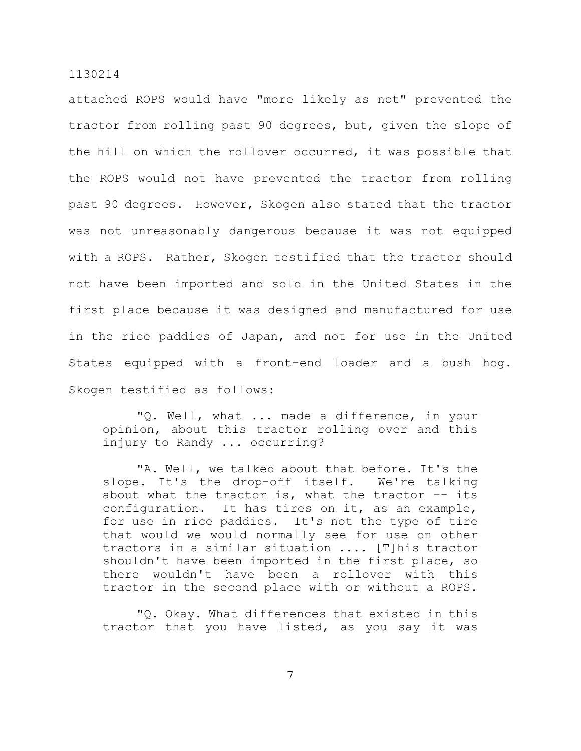attached ROPS would have "more likely as not" prevented the tractor from rolling past 90 degrees, but, given the slope of the hill on which the rollover occurred, it was possible that the ROPS would not have prevented the tractor from rolling past 90 degrees. However, Skogen also stated that the tractor was not unreasonably dangerous because it was not equipped with a ROPS. Rather, Skogen testified that the tractor should not have been imported and sold in the United States in the first place because it was designed and manufactured for use in the rice paddies of Japan, and not for use in the United States equipped with a front-end loader and a bush hog. Skogen testified as follows:

> "Q. Well, what ... made a difference, in your opinion, about this tractor rolling over and this injury to Randy ... occurring?
>
> "A. Well, we talked about that before. It's the slope. It's the drop-off itself. We're talking about what the tractor is, what the tractor –- its configuration. It has tires on it, as an example, for use in rice paddies. It's not the type of tire that would we would normally see for use on other tractors in a similar situation .... [T]his tractor shouldn't have been imported in the first place, so there wouldn't have been a rollover with this tractor in the second place with or without a ROPS.
>
> "Q. Okay. What differences that existed in this tractor that you have listed, as you say it was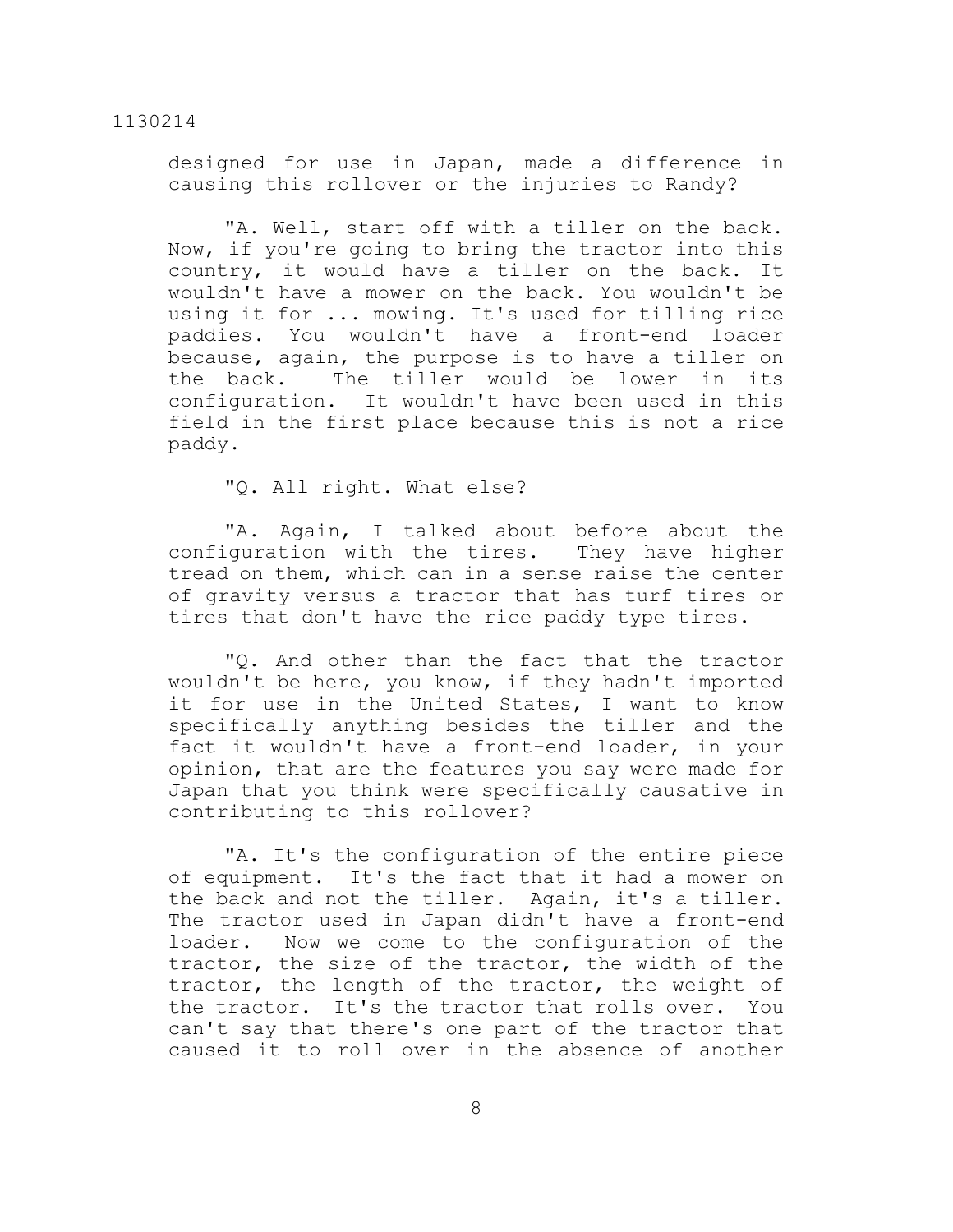designed for use in Japan, made a difference in causing this rollover or the injuries to Randy?

"A. Well, start off with a tiller on the back. Now, if you're going to bring the tractor into this country, it would have a tiller on the back. It wouldn't have a mower on the back. You wouldn't be using it for ... mowing. It's used for tilling rice paddies. You wouldn't have a front-end loader because, again, the purpose is to have a tiller on the back. The tiller would be lower in its configuration. It wouldn't have been used in this field in the first place because this is not a rice paddy.

"Q. All right. What else?

"A. Again, I talked about before about the configuration with the tires. They have higher tread on them, which can in a sense raise the center of gravity versus a tractor that has turf tires or tires that don't have the rice paddy type tires.

"Q. And other than the fact that the tractor wouldn't be here, you know, if they hadn't imported it for use in the United States, I want to know specifically anything besides the tiller and the fact it wouldn't have a front-end loader, in your opinion, that are the features you say were made for Japan that you think were specifically causative in contributing to this rollover?

"A. It's the configuration of the entire piece of equipment. It's the fact that it had a mower on the back and not the tiller. Again, it's a tiller. The tractor used in Japan didn't have a front-end loader. Now we come to the configuration of the tractor, the size of the tractor, the width of the tractor, the length of the tractor, the weight of the tractor. It's the tractor that rolls over. You can't say that there's one part of the tractor that caused it to roll over in the absence of another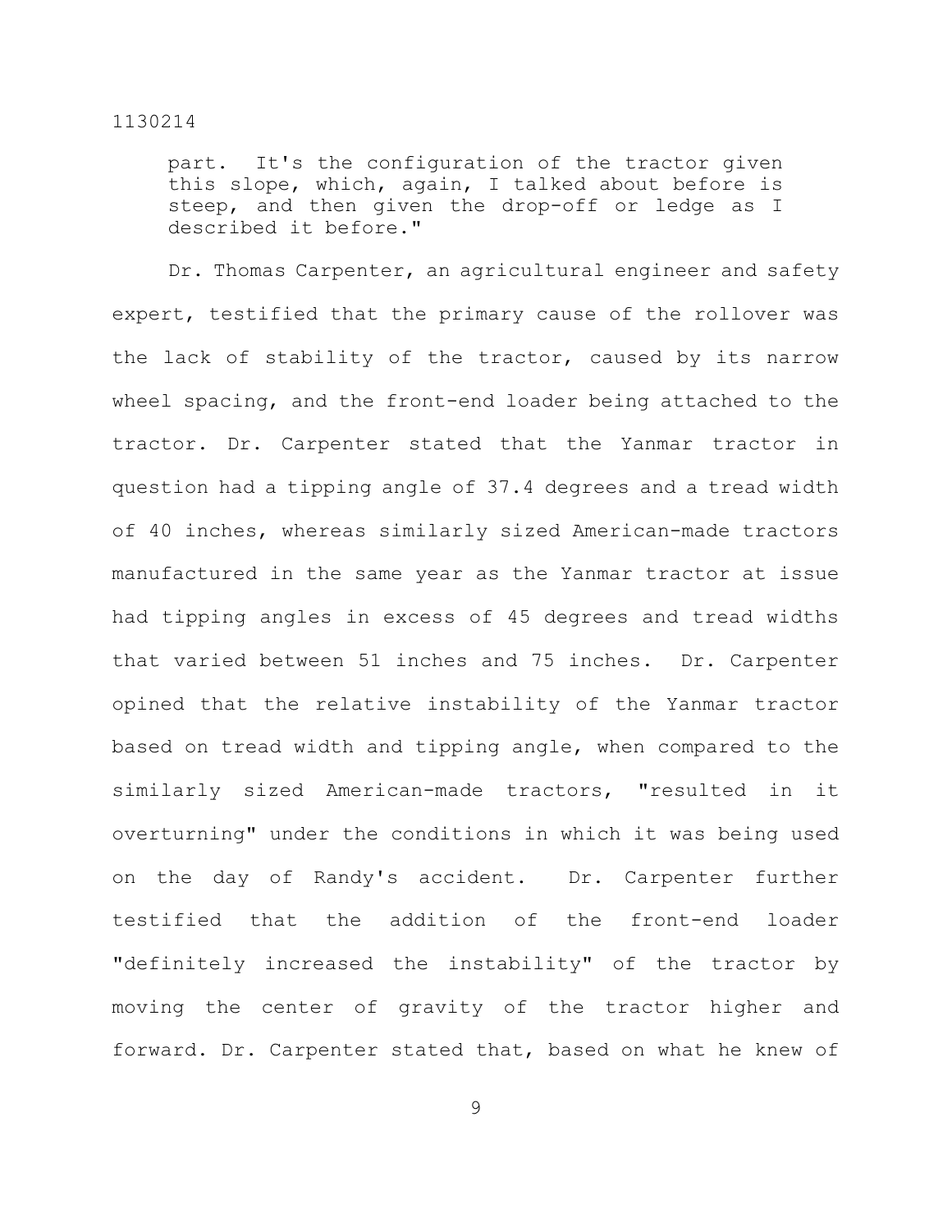> part. It's the configuration of the tractor given this slope, which, again, I talked about before is steep, and then given the drop-off or ledge as I described it before."

Dr. Thomas Carpenter, an agricultural engineer and safety expert, testified that the primary cause of the rollover was the lack of stability of the tractor, caused by its narrow wheel spacing, and the front-end loader being attached to the tractor. Dr. Carpenter stated that the Yanmar tractor in question had a tipping angle of 37.4 degrees and a tread width of 40 inches, whereas similarly sized American-made tractors manufactured in the same year as the Yanmar tractor at issue had tipping angles in excess of 45 degrees and tread widths that varied between 51 inches and 75 inches. Dr. Carpenter opined that the relative instability of the Yanmar tractor based on tread width and tipping angle, when compared to the similarly sized American-made tractors, "resulted in it overturning" under the conditions in which it was being used on the day of Randy's accident. Dr. Carpenter further testified that the addition of the front-end loader "definitely increased the instability" of the tractor by moving the center of gravity of the tractor higher and forward. Dr. Carpenter stated that, based on what he knew of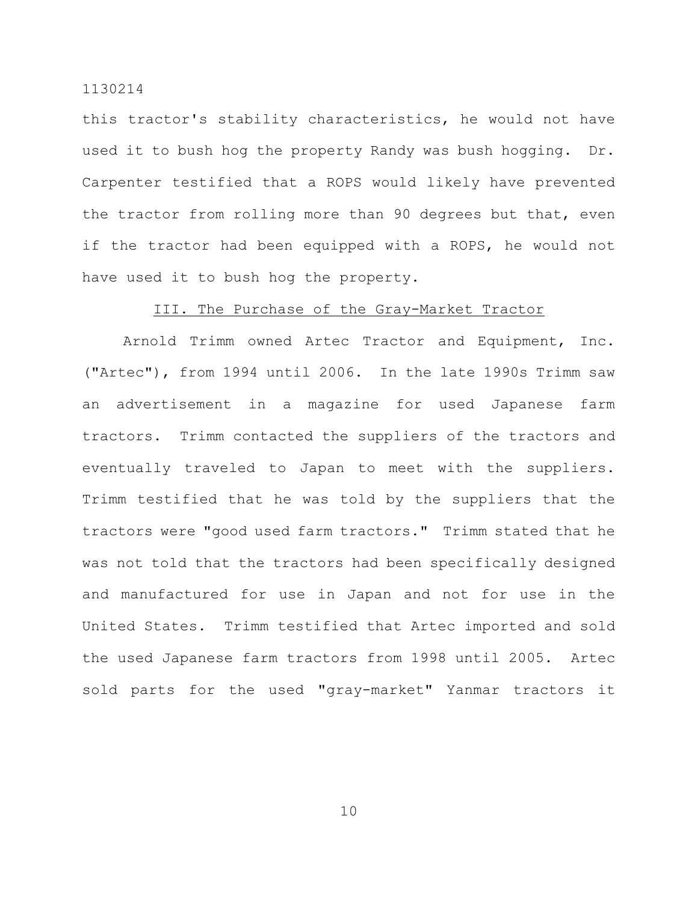this tractor's stability characteristics, he would not have used it to bush hog the property Randy was bush hogging. Dr. Carpenter testified that a ROPS would likely have prevented the tractor from rolling more than 90 degrees but that, even if the tractor had been equipped with a ROPS, he would not have used it to bush hog the property.

## III. The Purchase of the Gray-Market Tractor

Arnold Trimm owned Artec Tractor and Equipment, Inc. ("Artec"), from 1994 until 2006. In the late 1990s Trimm saw an advertisement in a magazine for used Japanese farm tractors. Trimm contacted the suppliers of the tractors and eventually traveled to Japan to meet with the suppliers. Trimm testified that he was told by the suppliers that the tractors were "good used farm tractors." Trimm stated that he was not told that the tractors had been specifically designed and manufactured for use in Japan and not for use in the United States. Trimm testified that Artec imported and sold the used Japanese farm tractors from 1998 until 2005. Artec sold parts for the used "gray-market" Yanmar tractors it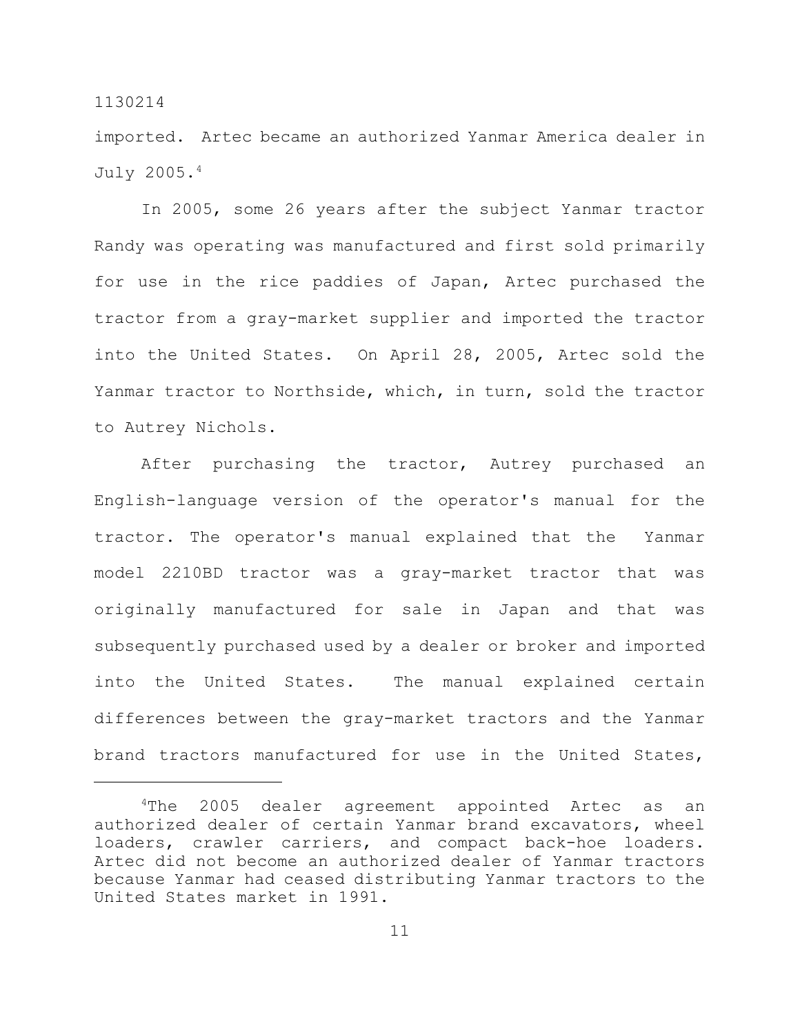imported. Artec became an authorized Yanmar America dealer in July 2005.[4]

In 2005, some 26 years after the subject Yanmar tractor Randy was operating was manufactured and first sold primarily for use in the rice paddies of Japan, Artec purchased the tractor from a gray-market supplier and imported the tractor into the United States. On April 28, 2005, Artec sold the Yanmar tractor to Northside, which, in turn, sold the tractor to Autrey Nichols.

After purchasing the tractor, Autrey purchased an English-language version of the operator's manual for the tractor. The operator's manual explained that the Yanmar model 2210BD tractor was a gray-market tractor that was originally manufactured for sale in Japan and that was subsequently purchased used by a dealer or broker and imported into the United States. The manual explained certain differences between the gray-market tractors and the Yanmar brand tractors manufactured for use in the United States,

---

[4]The 2005 dealer agreement appointed Artec as an authorized dealer of certain Yanmar brand excavators, wheel loaders, crawler carriers, and compact back-hoe loaders. Artec did not become an authorized dealer of Yanmar tractors because Yanmar had ceased distributing Yanmar tractors to the United States market in 1991.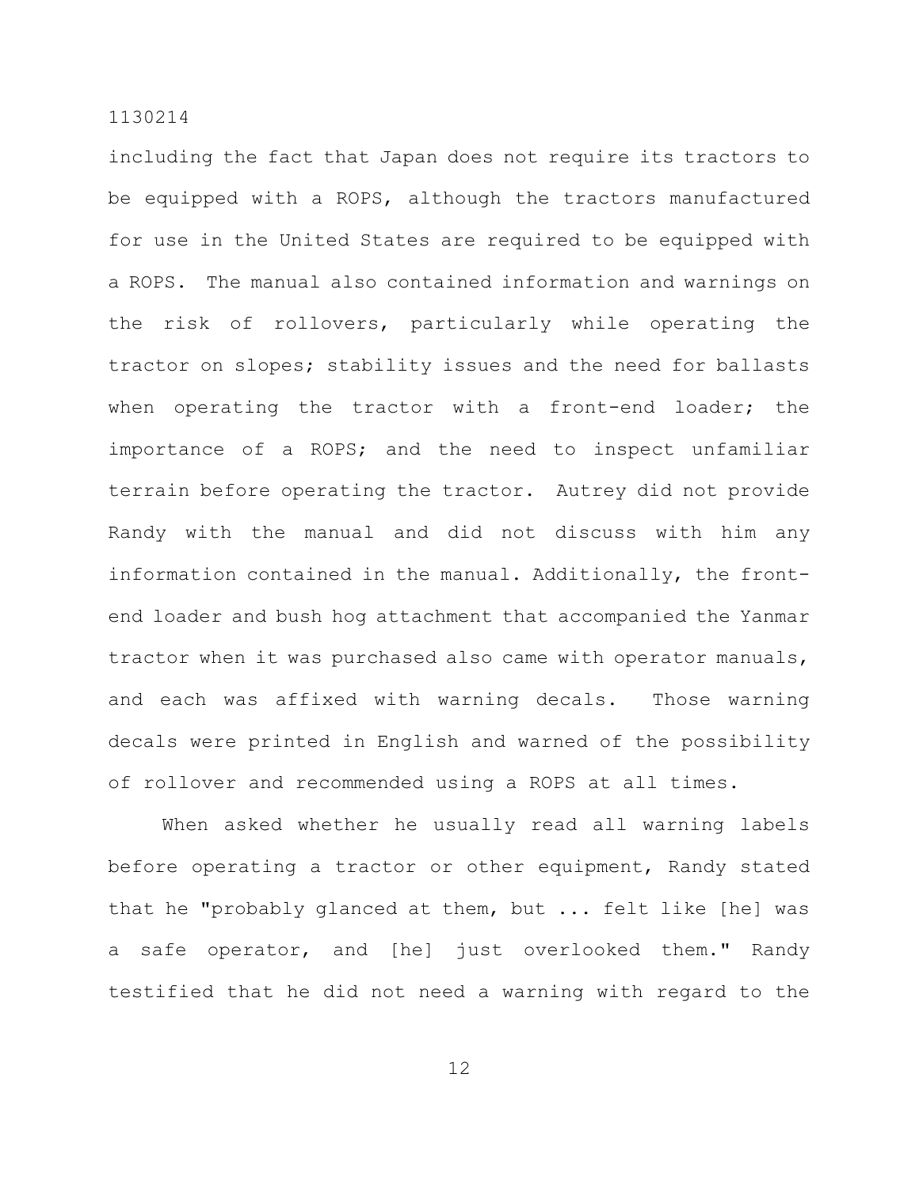including the fact that Japan does not require its tractors to be equipped with a ROPS, although the tractors manufactured for use in the United States are required to be equipped with a ROPS. The manual also contained information and warnings on the risk of rollovers, particularly while operating the tractor on slopes; stability issues and the need for ballasts when operating the tractor with a front-end loader; the importance of a ROPS; and the need to inspect unfamiliar terrain before operating the tractor. Autrey did not provide Randy with the manual and did not discuss with him any information contained in the manual. Additionally, the front-end loader and bush hog attachment that accompanied the Yanmar tractor when it was purchased also came with operator manuals, and each was affixed with warning decals. Those warning decals were printed in English and warned of the possibility of rollover and recommended using a ROPS at all times.

When asked whether he usually read all warning labels before operating a tractor or other equipment, Randy stated that he "probably glanced at them, but ... felt like [he] was a safe operator, and [he] just overlooked them." Randy testified that he did not need a warning with regard to the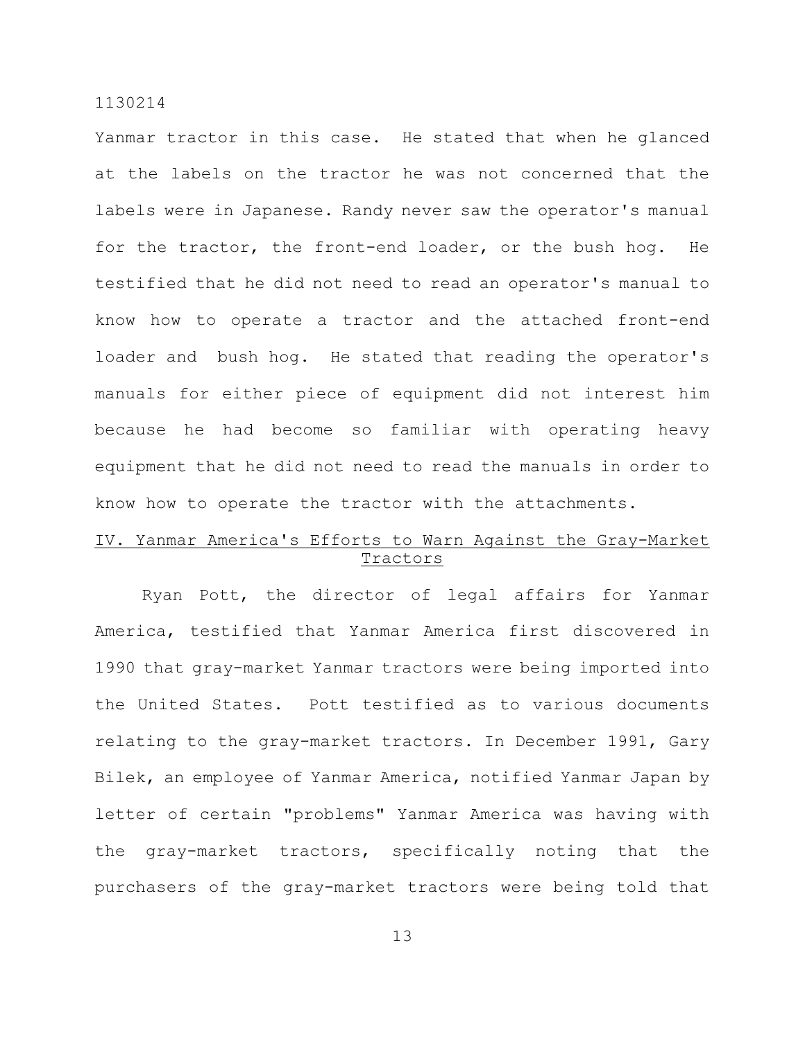Yanmar tractor in this case. He stated that when he glanced at the labels on the tractor he was not concerned that the labels were in Japanese. Randy never saw the operator's manual for the tractor, the front-end loader, or the bush hog. He testified that he did not need to read an operator's manual to know how to operate a tractor and the attached front-end loader and bush hog. He stated that reading the operator's manuals for either piece of equipment did not interest him because he had become so familiar with operating heavy equipment that he did not need to read the manuals in order to know how to operate the tractor with the attachments.

## IV. Yanmar America's Efforts to Warn Against the Gray-Market Tractors

Ryan Pott, the director of legal affairs for Yanmar America, testified that Yanmar America first discovered in 1990 that gray-market Yanmar tractors were being imported into the United States. Pott testified as to various documents relating to the gray-market tractors. In December 1991, Gary Bilek, an employee of Yanmar America, notified Yanmar Japan by letter of certain "problems" Yanmar America was having with the gray-market tractors, specifically noting that the purchasers of the gray-market tractors were being told that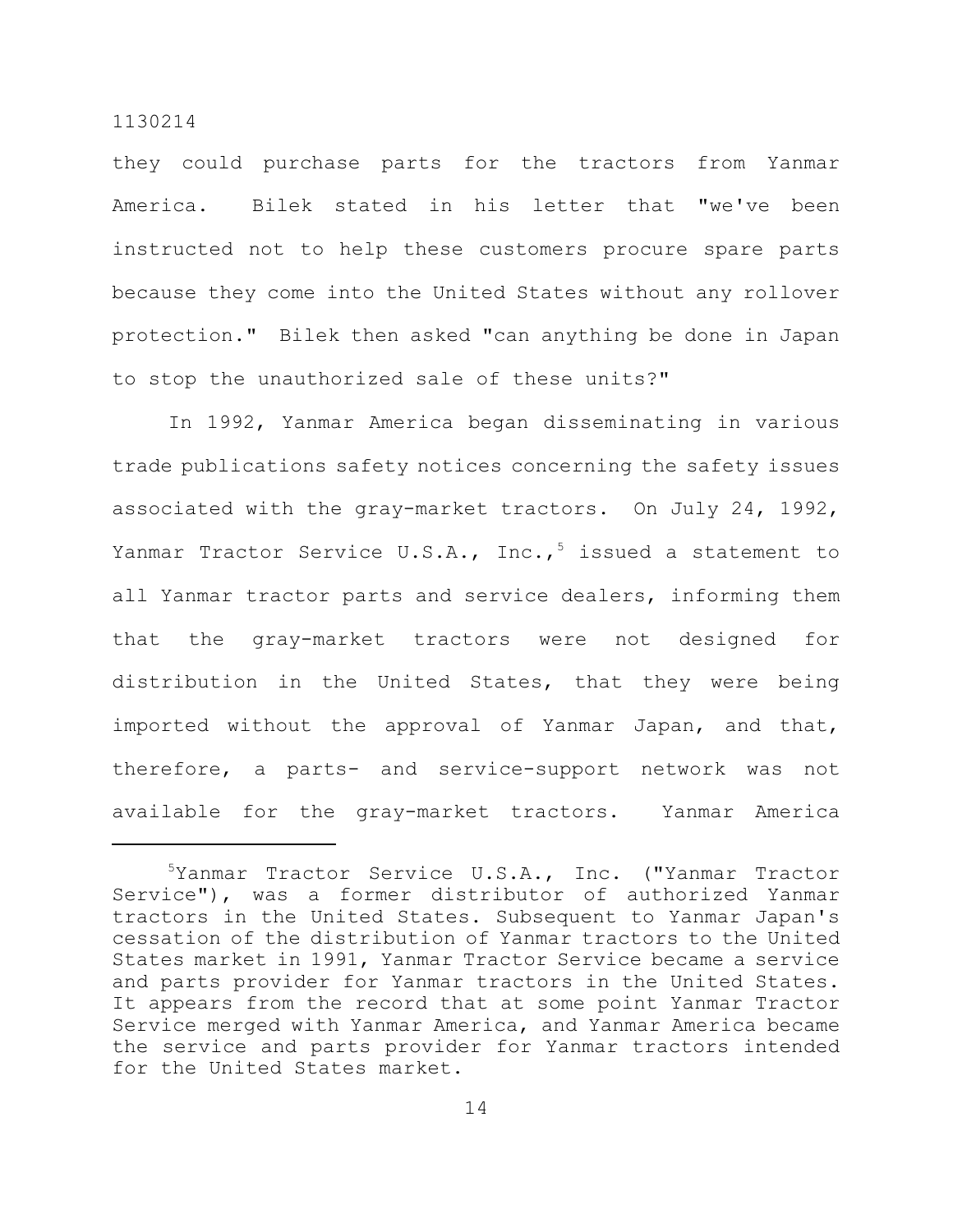they could purchase parts for the tractors from Yanmar America. Bilek stated in his letter that "we've been instructed not to help these customers procure spare parts because they come into the United States without any rollover protection." Bilek then asked "can anything be done in Japan to stop the unauthorized sale of these units?"

In 1992, Yanmar America began disseminating in various trade publications safety notices concerning the safety issues associated with the gray-market tractors. On July 24, 1992, Yanmar Tractor Service U.S.A., Inc.,[5] issued a statement to all Yanmar tractor parts and service dealers, informing them that the gray-market tractors were not designed for distribution in the United States, that they were being imported without the approval of Yanmar Japan, and that, therefore, a parts- and service-support network was not available for the gray-market tractors. Yanmar America

---

[5]Yanmar Tractor Service U.S.A., Inc. ("Yanmar Tractor Service"), was a former distributor of authorized Yanmar tractors in the United States. Subsequent to Yanmar Japan's cessation of the distribution of Yanmar tractors to the United States market in 1991, Yanmar Tractor Service became a service and parts provider for Yanmar tractors in the United States. It appears from the record that at some point Yanmar Tractor Service merged with Yanmar America, and Yanmar America became the service and parts provider for Yanmar tractors intended for the United States market.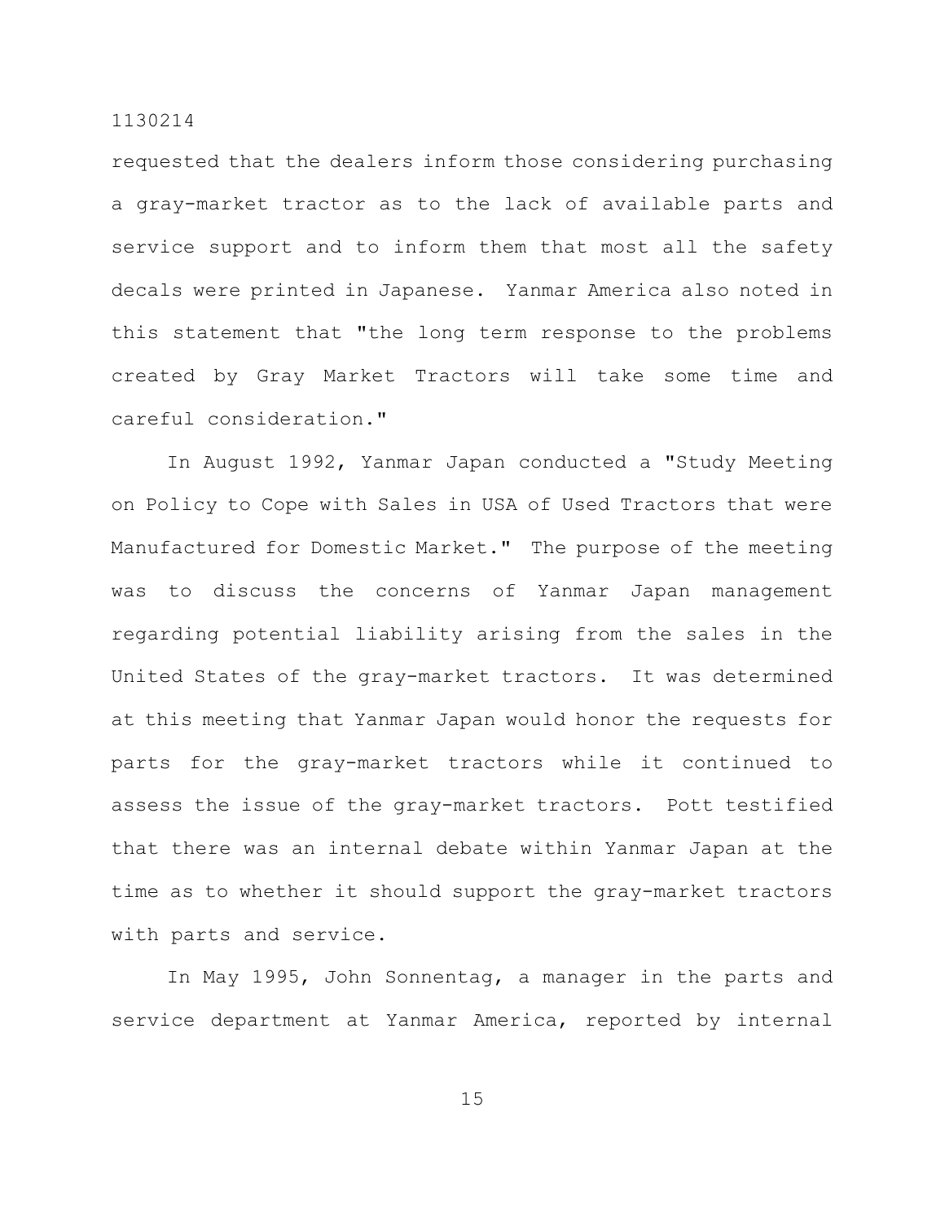requested that the dealers inform those considering purchasing a gray-market tractor as to the lack of available parts and service support and to inform them that most all the safety decals were printed in Japanese. Yanmar America also noted in this statement that "the long term response to the problems created by Gray Market Tractors will take some time and careful consideration."

In August 1992, Yanmar Japan conducted a "Study Meeting on Policy to Cope with Sales in USA of Used Tractors that were Manufactured for Domestic Market." The purpose of the meeting was to discuss the concerns of Yanmar Japan management regarding potential liability arising from the sales in the United States of the gray-market tractors. It was determined at this meeting that Yanmar Japan would honor the requests for parts for the gray-market tractors while it continued to assess the issue of the gray-market tractors. Pott testified that there was an internal debate within Yanmar Japan at the time as to whether it should support the gray-market tractors with parts and service.

In May 1995, John Sonnentag, a manager in the parts and service department at Yanmar America, reported by internal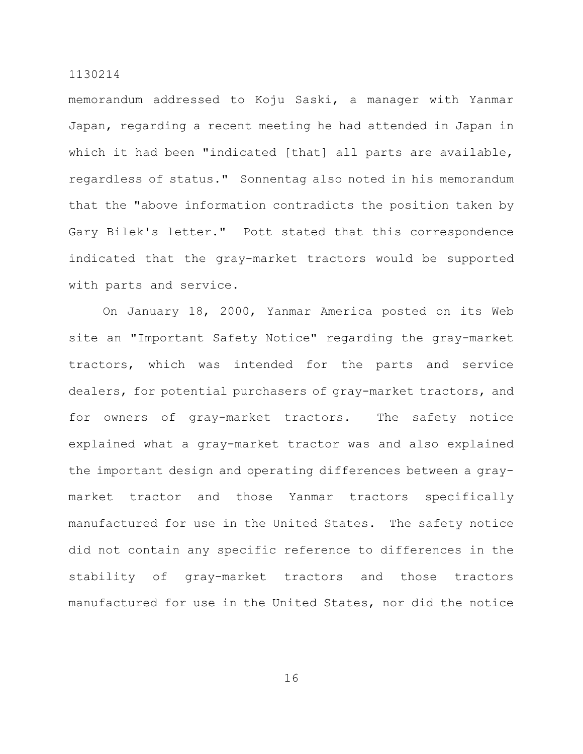memorandum addressed to Koju Saski, a manager with Yanmar Japan, regarding a recent meeting he had attended in Japan in which it had been "indicated [that] all parts are available, regardless of status." Sonnentag also noted in his memorandum that the "above information contradicts the position taken by Gary Bilek's letter." Pott stated that this correspondence indicated that the gray-market tractors would be supported with parts and service.

On January 18, 2000, Yanmar America posted on its Web site an "Important Safety Notice" regarding the gray-market tractors, which was intended for the parts and service dealers, for potential purchasers of gray-market tractors, and for owners of gray-market tractors. The safety notice explained what a gray-market tractor was and also explained the important design and operating differences between a gray-market tractor and those Yanmar tractors specifically manufactured for use in the United States. The safety notice did not contain any specific reference to differences in the stability of gray-market tractors and those tractors manufactured for use in the United States, nor did the notice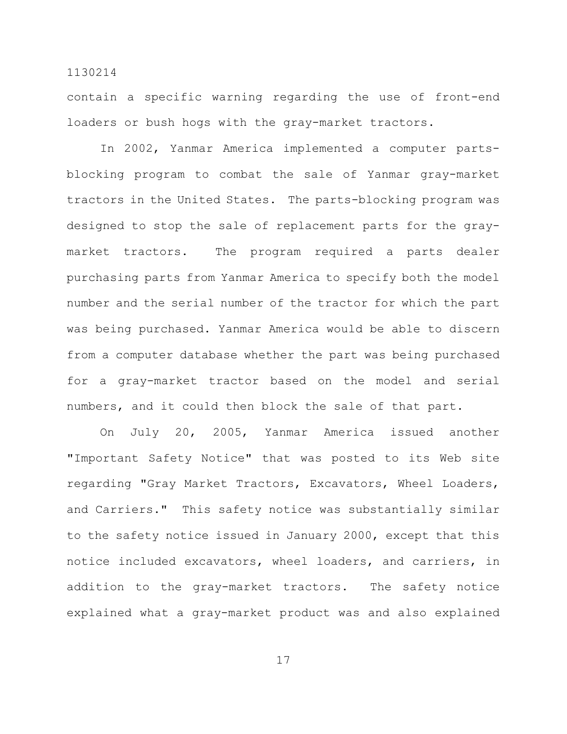contain a specific warning regarding the use of front-end loaders or bush hogs with the gray-market tractors.

In 2002, Yanmar America implemented a computer parts-blocking program to combat the sale of Yanmar gray-market tractors in the United States. The parts-blocking program was designed to stop the sale of replacement parts for the gray-market tractors. The program required a parts dealer purchasing parts from Yanmar America to specify both the model number and the serial number of the tractor for which the part was being purchased. Yanmar America would be able to discern from a computer database whether the part was being purchased for a gray-market tractor based on the model and serial numbers, and it could then block the sale of that part.

On July 20, 2005, Yanmar America issued another "Important Safety Notice" that was posted to its Web site regarding "Gray Market Tractors, Excavators, Wheel Loaders, and Carriers." This safety notice was substantially similar to the safety notice issued in January 2000, except that this notice included excavators, wheel loaders, and carriers, in addition to the gray-market tractors. The safety notice explained what a gray-market product was and also explained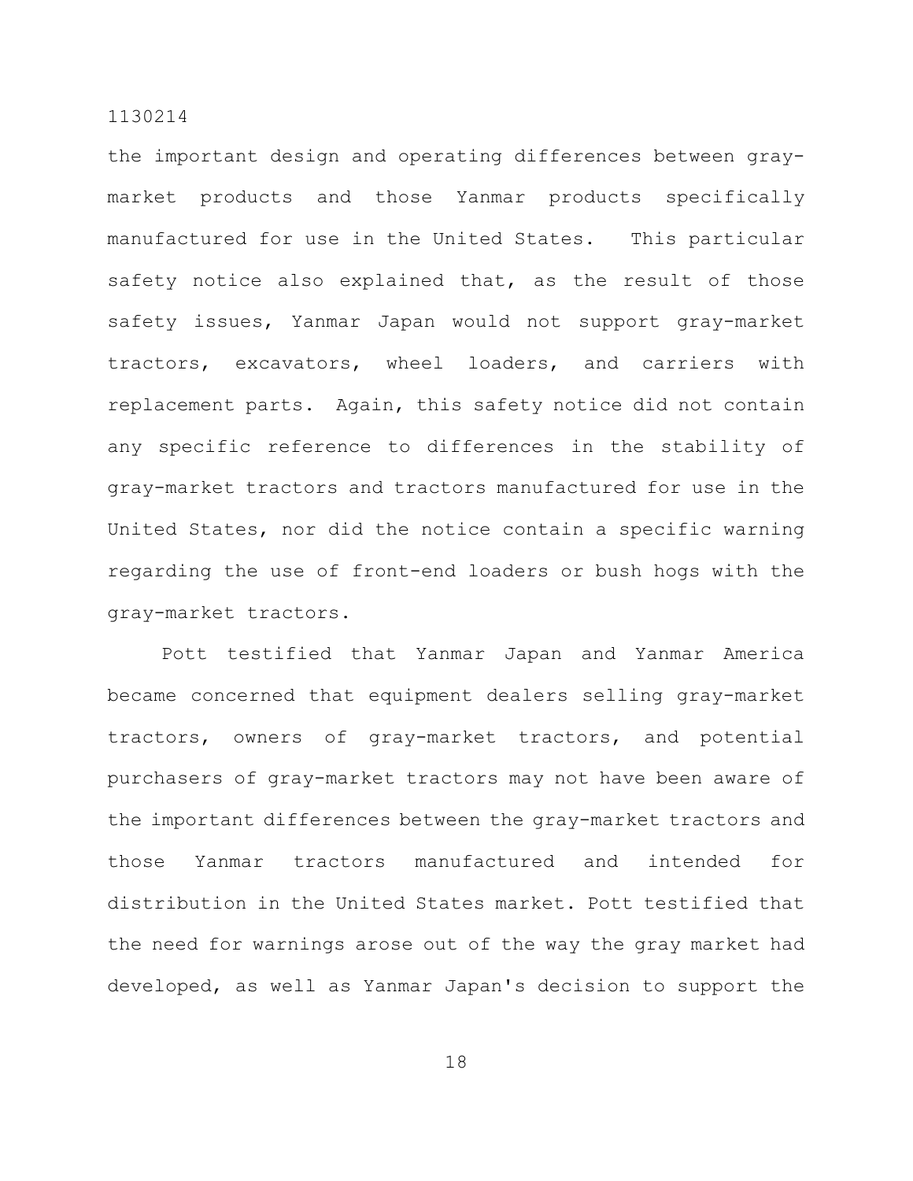the important design and operating differences between gray-market products and those Yanmar products specifically manufactured for use in the United States. This particular safety notice also explained that, as the result of those safety issues, Yanmar Japan would not support gray-market tractors, excavators, wheel loaders, and carriers with replacement parts. Again, this safety notice did not contain any specific reference to differences in the stability of gray-market tractors and tractors manufactured for use in the United States, nor did the notice contain a specific warning regarding the use of front-end loaders or bush hogs with the gray-market tractors.

Pott testified that Yanmar Japan and Yanmar America became concerned that equipment dealers selling gray-market tractors, owners of gray-market tractors, and potential purchasers of gray-market tractors may not have been aware of the important differences between the gray-market tractors and those Yanmar tractors manufactured and intended for distribution in the United States market. Pott testified that the need for warnings arose out of the way the gray market had developed, as well as Yanmar Japan's decision to support the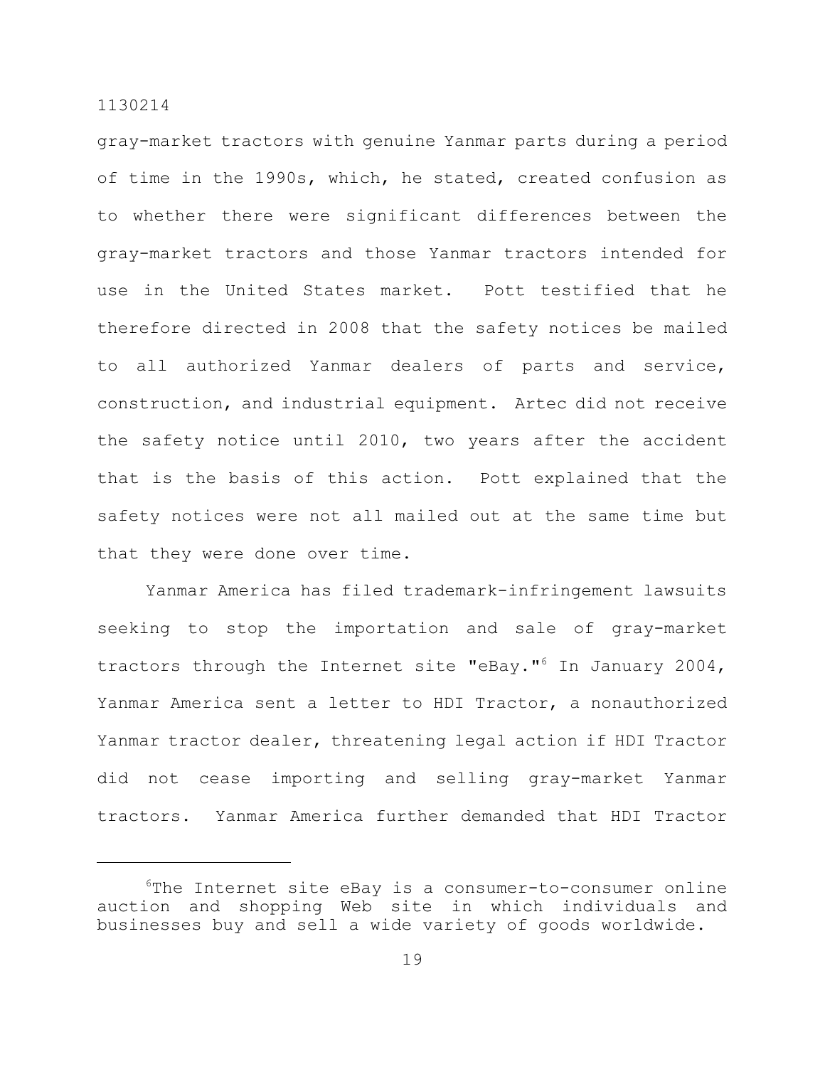gray-market tractors with genuine Yanmar parts during a period of time in the 1990s, which, he stated, created confusion as to whether there were significant differences between the gray-market tractors and those Yanmar tractors intended for use in the United States market. Pott testified that he therefore directed in 2008 that the safety notices be mailed to all authorized Yanmar dealers of parts and service, construction, and industrial equipment. Artec did not receive the safety notice until 2010, two years after the accident that is the basis of this action. Pott explained that the safety notices were not all mailed out at the same time but that they were done over time.

Yanmar America has filed trademark-infringement lawsuits seeking to stop the importation and sale of gray-market tractors through the Internet site "eBay."[6] In January 2004, Yanmar America sent a letter to HDI Tractor, a nonauthorized Yanmar tractor dealer, threatening legal action if HDI Tractor did not cease importing and selling gray-market Yanmar tractors. Yanmar America further demanded that HDI Tractor

---

[6]The Internet site eBay is a consumer-to-consumer online auction and shopping Web site in which individuals and businesses buy and sell a wide variety of goods worldwide.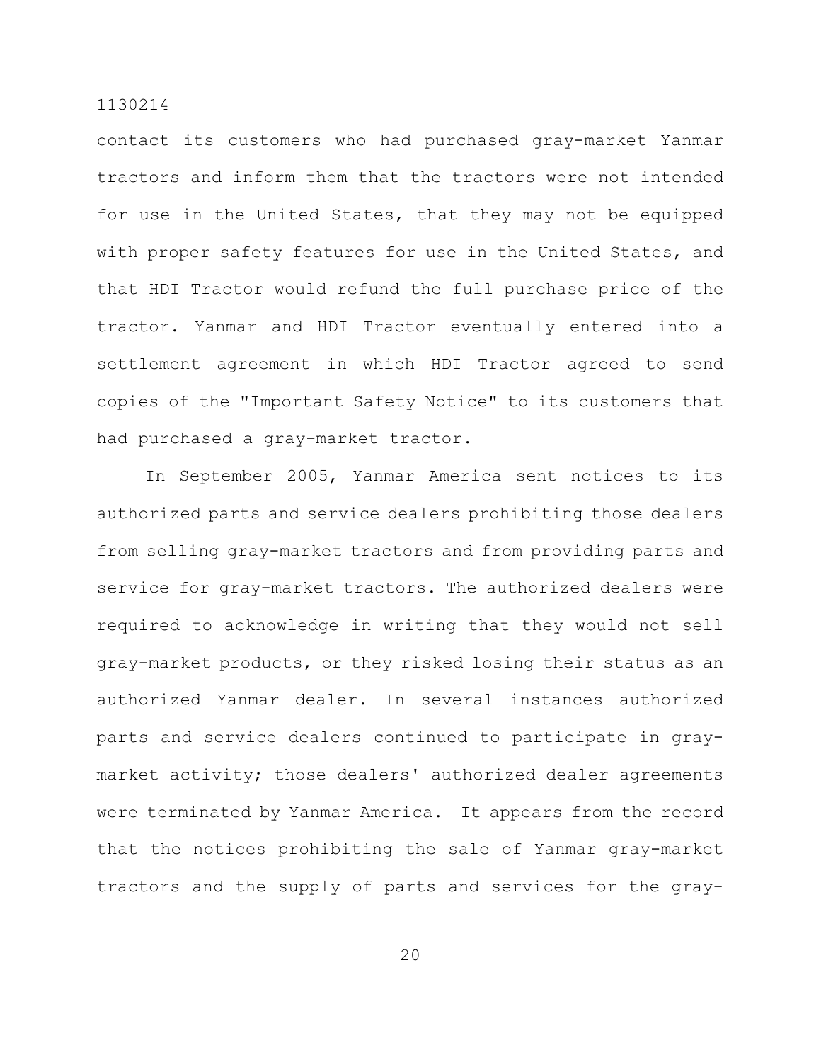contact its customers who had purchased gray-market Yanmar tractors and inform them that the tractors were not intended for use in the United States, that they may not be equipped with proper safety features for use in the United States, and that HDI Tractor would refund the full purchase price of the tractor. Yanmar and HDI Tractor eventually entered into a settlement agreement in which HDI Tractor agreed to send copies of the "Important Safety Notice" to its customers that had purchased a gray-market tractor.

In September 2005, Yanmar America sent notices to its authorized parts and service dealers prohibiting those dealers from selling gray-market tractors and from providing parts and service for gray-market tractors. The authorized dealers were required to acknowledge in writing that they would not sell gray-market products, or they risked losing their status as an authorized Yanmar dealer. In several instances authorized parts and service dealers continued to participate in gray-market activity; those dealers' authorized dealer agreements were terminated by Yanmar America. It appears from the record that the notices prohibiting the sale of Yanmar gray-market tractors and the supply of parts and services for the gray-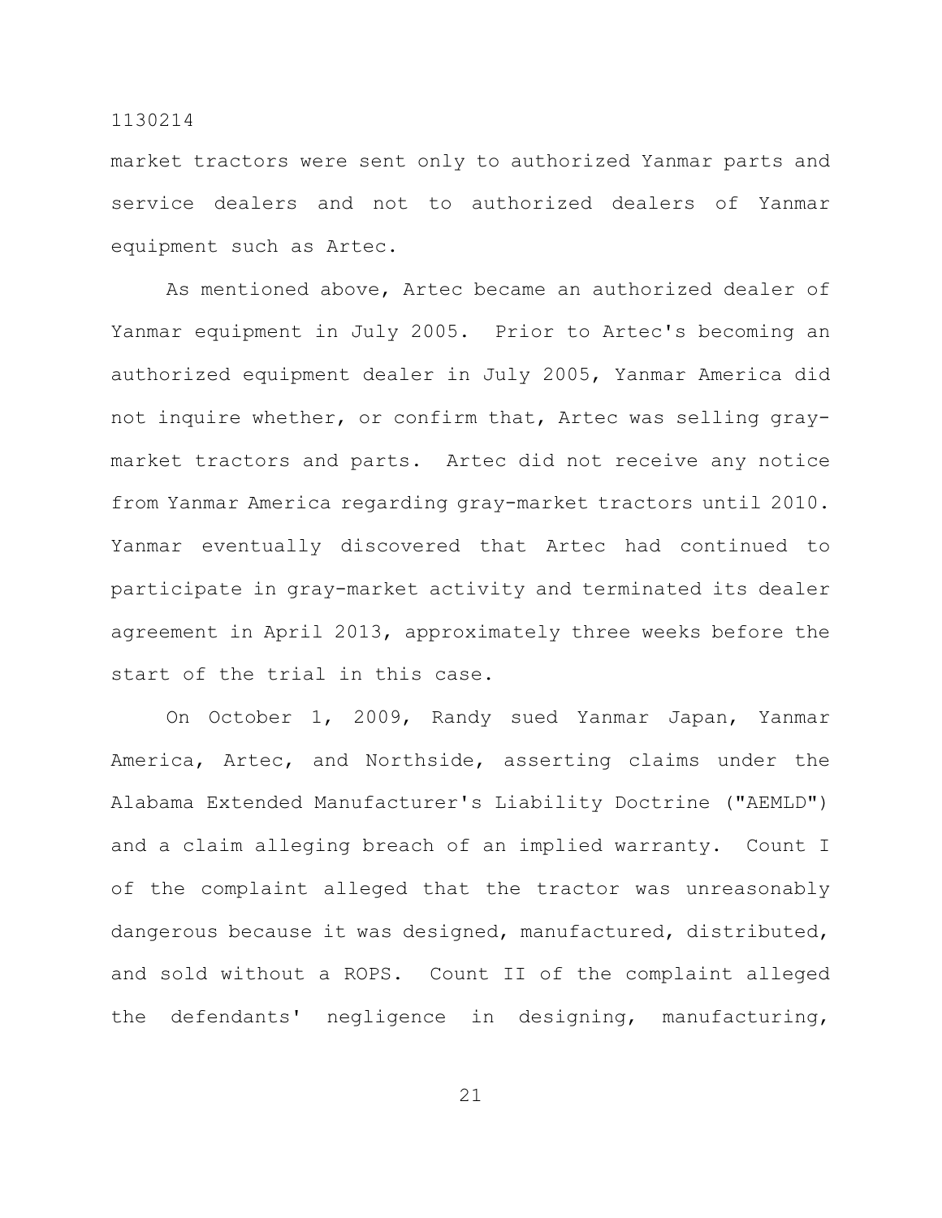market tractors were sent only to authorized Yanmar parts and service dealers and not to authorized dealers of Yanmar equipment such as Artec.

As mentioned above, Artec became an authorized dealer of Yanmar equipment in July 2005. Prior to Artec's becoming an authorized equipment dealer in July 2005, Yanmar America did not inquire whether, or confirm that, Artec was selling gray-market tractors and parts. Artec did not receive any notice from Yanmar America regarding gray-market tractors until 2010. Yanmar eventually discovered that Artec had continued to participate in gray-market activity and terminated its dealer agreement in April 2013, approximately three weeks before the start of the trial in this case.

On October 1, 2009, Randy sued Yanmar Japan, Yanmar America, Artec, and Northside, asserting claims under the Alabama Extended Manufacturer's Liability Doctrine ("AEMLD") and a claim alleging breach of an implied warranty. Count I of the complaint alleged that the tractor was unreasonably dangerous because it was designed, manufactured, distributed, and sold without a ROPS. Count II of the complaint alleged the defendants' negligence in designing, manufacturing,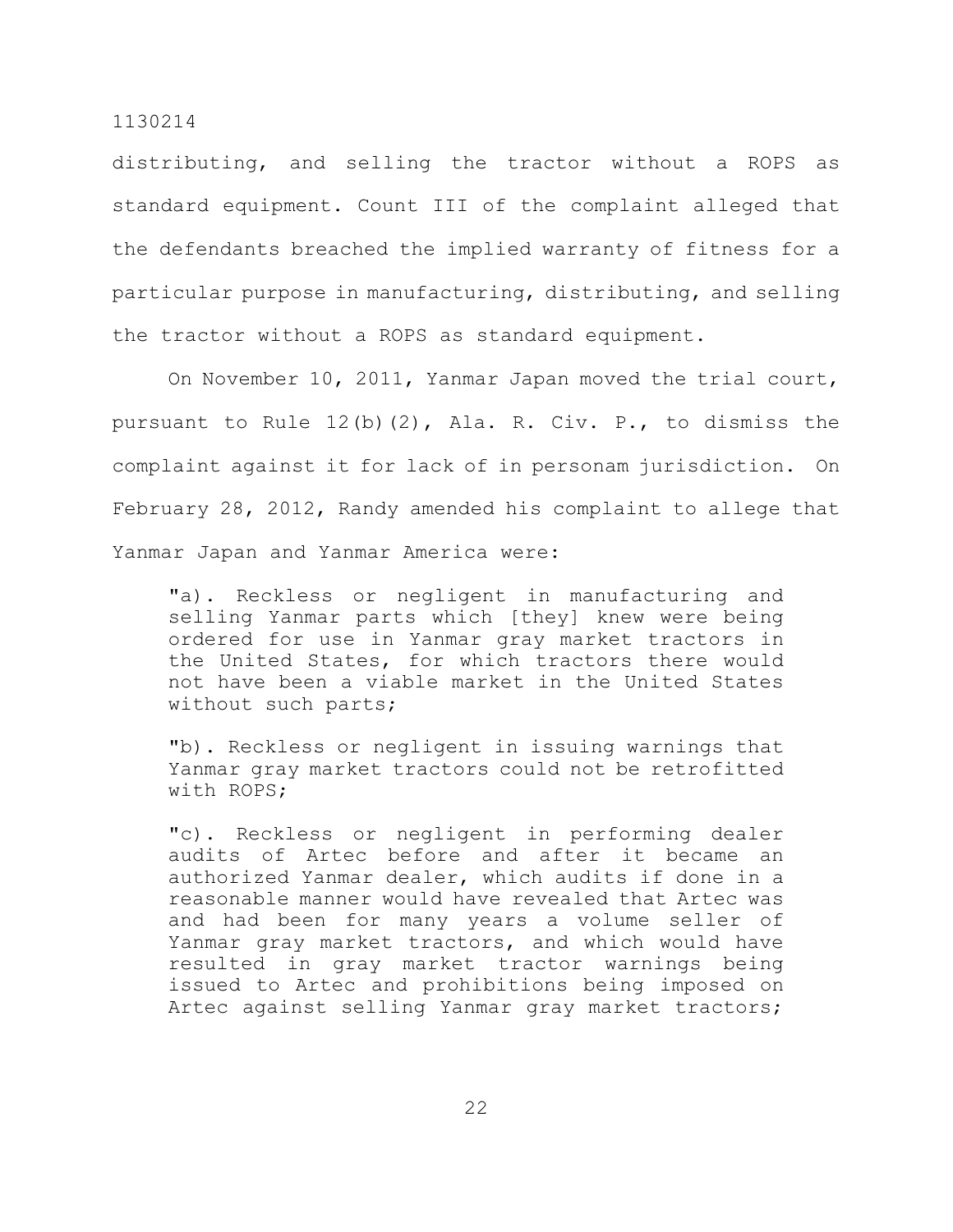distributing, and selling the tractor without a ROPS as standard equipment. Count III of the complaint alleged that the defendants breached the implied warranty of fitness for a particular purpose in manufacturing, distributing, and selling the tractor without a ROPS as standard equipment.

On November 10, 2011, Yanmar Japan moved the trial court, pursuant to Rule 12(b)(2), Ala. R. Civ. P., to dismiss the complaint against it for lack of in personam jurisdiction. On February 28, 2012, Randy amended his complaint to allege that Yanmar Japan and Yanmar America were:

> "a). Reckless or negligent in manufacturing and selling Yanmar parts which [they] knew were being ordered for use in Yanmar gray market tractors in the United States, for which tractors there would not have been a viable market in the United States without such parts;
>
> "b). Reckless or negligent in issuing warnings that Yanmar gray market tractors could not be retrofitted with ROPS;
>
> "c). Reckless or negligent in performing dealer audits of Artec before and after it became an authorized Yanmar dealer, which audits if done in a reasonable manner would have revealed that Artec was and had been for many years a volume seller of Yanmar gray market tractors, and which would have resulted in gray market tractor warnings being issued to Artec and prohibitions being imposed on Artec against selling Yanmar gray market tractors;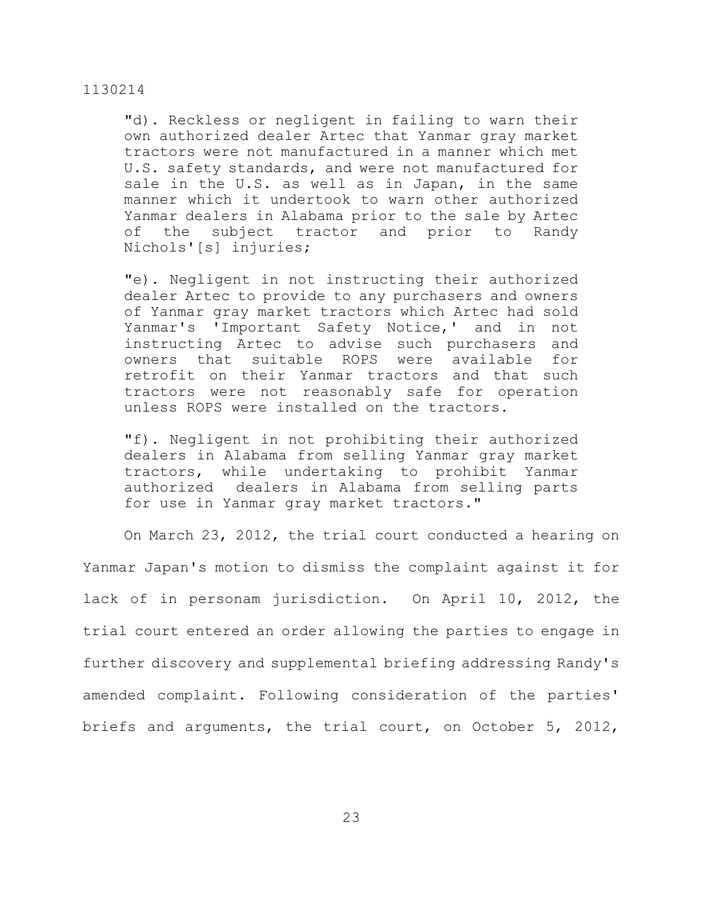"d). Reckless or negligent in failing to warn their own authorized dealer Artec that Yanmar gray market tractors were not manufactured in a manner which met U.S. safety standards, and were not manufactured for sale in the U.S. as well as in Japan, in the same manner which it undertook to warn other authorized Yanmar dealers in Alabama prior to the sale by Artec of the subject tractor and prior to Randy Nichols'[s] injuries;

"e). Negligent in not instructing their authorized dealer Artec to provide to any purchasers and owners of Yanmar gray market tractors which Artec had sold Yanmar's 'Important Safety Notice,' and in not instructing Artec to advise such purchasers and owners that suitable ROPS were available for retrofit on their Yanmar tractors and that such tractors were not reasonably safe for operation unless ROPS were installed on the tractors.

"f). Negligent in not prohibiting their authorized dealers in Alabama from selling Yanmar gray market tractors, while undertaking to prohibit Yanmar authorized dealers in Alabama from selling parts for use in Yanmar gray market tractors."

On March 23, 2012, the trial court conducted a hearing on Yanmar Japan's motion to dismiss the complaint against it for lack of in personam jurisdiction. On April 10, 2012, the trial court entered an order allowing the parties to engage in further discovery and supplemental briefing addressing Randy's amended complaint. Following consideration of the parties' briefs and arguments, the trial court, on October 5, 2012,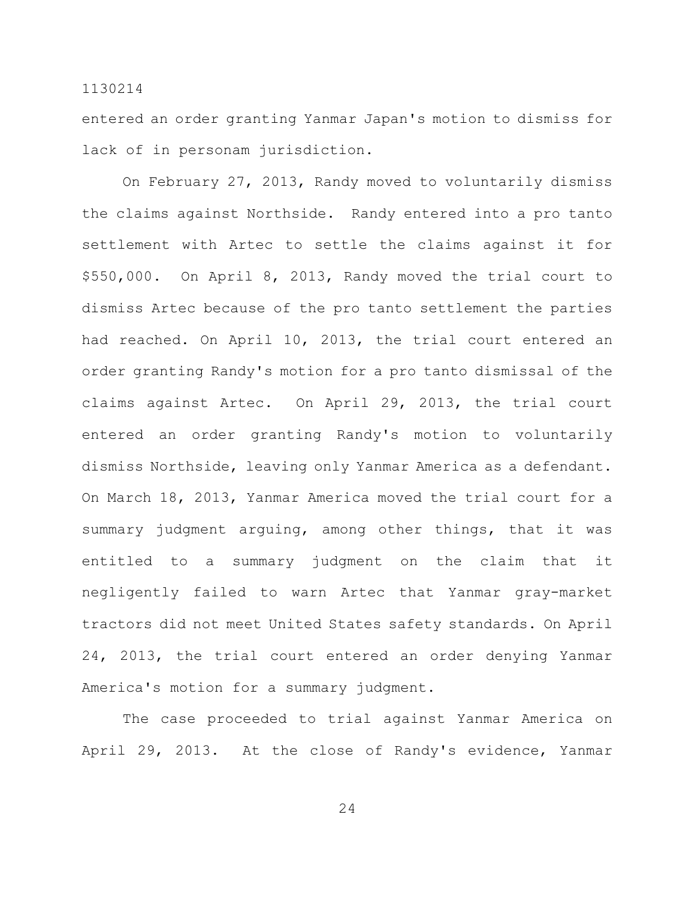entered an order granting Yanmar Japan's motion to dismiss for lack of in personam jurisdiction.

On February 27, 2013, Randy moved to voluntarily dismiss the claims against Northside. Randy entered into a pro tanto settlement with Artec to settle the claims against it for $550,000. On April 8, 2013, Randy moved the trial court to dismiss Artec because of the pro tanto settlement the parties had reached. On April 10, 2013, the trial court entered an order granting Randy's motion for a pro tanto dismissal of the claims against Artec. On April 29, 2013, the trial court entered an order granting Randy's motion to voluntarily dismiss Northside, leaving only Yanmar America as a defendant. On March 18, 2013, Yanmar America moved the trial court for a summary judgment arguing, among other things, that it was entitled to a summary judgment on the claim that it negligently failed to warn Artec that Yanmar gray-market tractors did not meet United States safety standards. On April 24, 2013, the trial court entered an order denying Yanmar America's motion for a summary judgment.

The case proceeded to trial against Yanmar America on April 29, 2013. At the close of Randy's evidence, Yanmar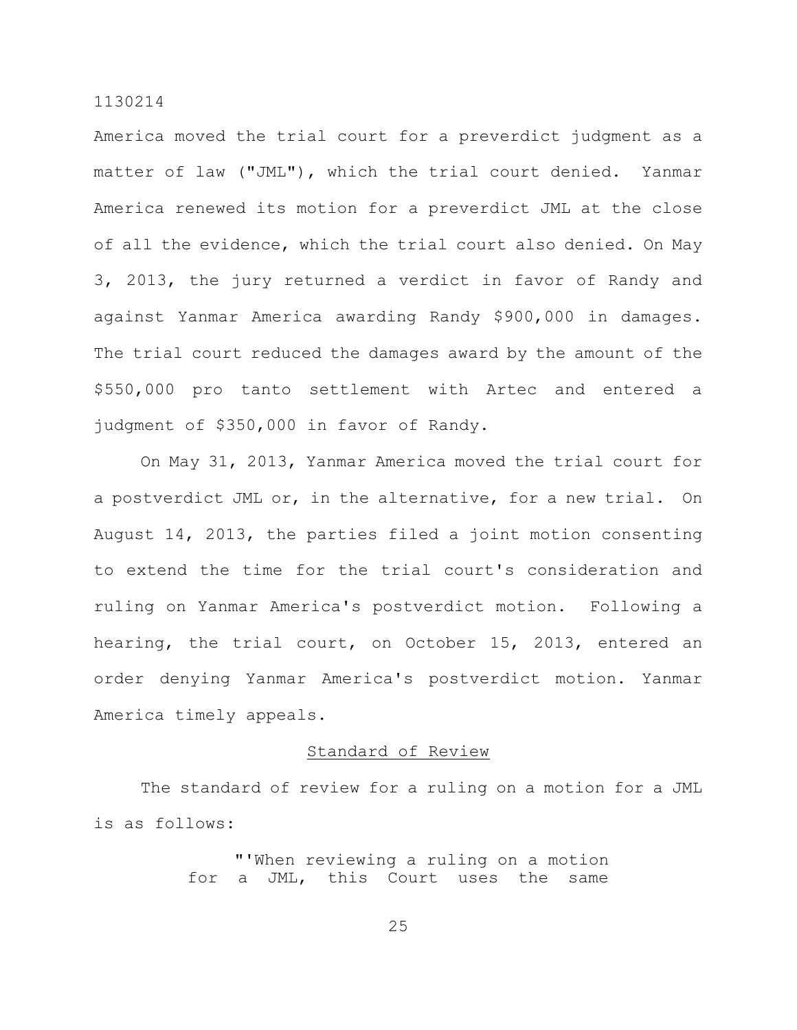America moved the trial court for a preverdict judgment as a matter of law ("JML"), which the trial court denied. Yanmar America renewed its motion for a preverdict JML at the close of all the evidence, which the trial court also denied. On May 3, 2013, the jury returned a verdict in favor of Randy and against Yanmar America awarding Randy $900,000 in damages. The trial court reduced the damages award by the amount of the $550,000 pro tanto settlement with Artec and entered a judgment of $350,000 in favor of Randy.

On May 31, 2013, Yanmar America moved the trial court for a postverdict JML or, in the alternative, for a new trial. On August 14, 2013, the parties filed a joint motion consenting to extend the time for the trial court's consideration and ruling on Yanmar America's postverdict motion. Following a hearing, the trial court, on October 15, 2013, entered an order denying Yanmar America's postverdict motion. Yanmar America timely appeals.

## Standard of Review

The standard of review for a ruling on a motion for a JML is as follows:

> "'When reviewing a ruling on a motion for a JML, this Court uses the same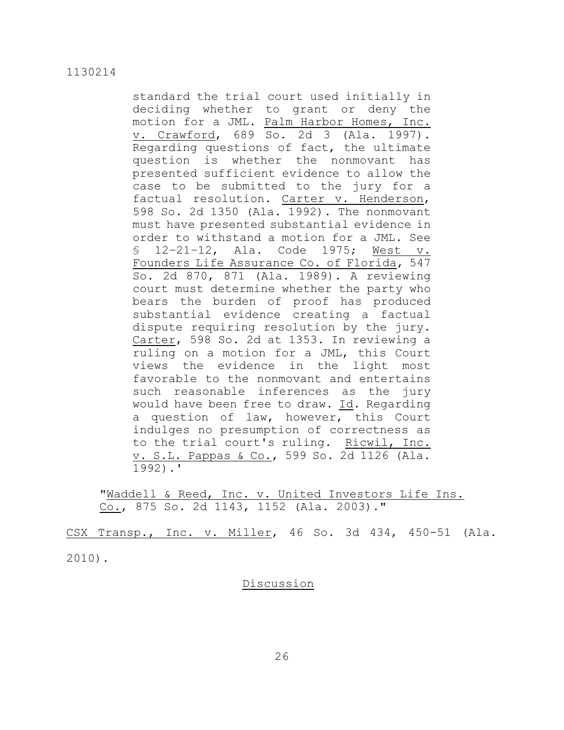> standard the trial court used initially in deciding whether to grant or deny the motion for a JML. Palm Harbor Homes, Inc. v. Crawford, 689 So. 2d 3 (Ala. 1997). Regarding questions of fact, the ultimate question is whether the nonmovant has presented sufficient evidence to allow the case to be submitted to the jury for a factual resolution. Carter v. Henderson, 598 So. 2d 1350 (Ala. 1992). The nonmovant must have presented substantial evidence in order to withstand a motion for a JML. See § 12-21-12, Ala. Code 1975; West v. Founders Life Assurance Co. of Florida, 547 So. 2d 870, 871 (Ala. 1989). A reviewing court must determine whether the party who bears the burden of proof has produced substantial evidence creating a factual dispute requiring resolution by the jury. Carter, 598 So. 2d at 1353. In reviewing a ruling on a motion for a JML, this Court views the evidence in the light most favorable to the nonmovant and entertains such reasonable inferences as the jury would have been free to draw. Id. Regarding a question of law, however, this Court indulges no presumption of correctness as to the trial court's ruling. Ricwil, Inc. v. S.L. Pappas & Co., 599 So. 2d 1126 (Ala. 1992).'

"Waddell & Reed, Inc. v. United Investors Life Ins. Co., 875 So. 2d 1143, 1152 (Ala. 2003)."

CSX Transp., Inc. v. Miller, 46 So. 3d 434, 450-51 (Ala. 2010).

## Discussion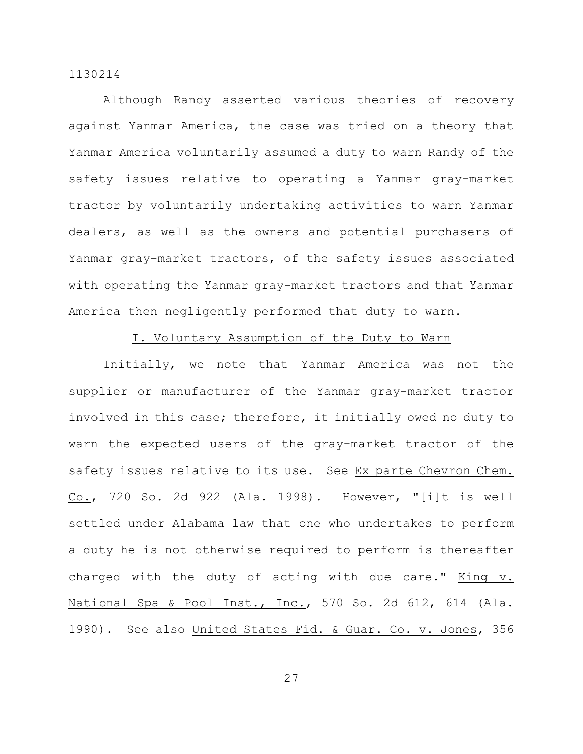Although Randy asserted various theories of recovery against Yanmar America, the case was tried on a theory that Yanmar America voluntarily assumed a duty to warn Randy of the safety issues relative to operating a Yanmar gray-market tractor by voluntarily undertaking activities to warn Yanmar dealers, as well as the owners and potential purchasers of Yanmar gray-market tractors, of the safety issues associated with operating the Yanmar gray-market tractors and that Yanmar America then negligently performed that duty to warn.

## I. Voluntary Assumption of the Duty to Warn

Initially, we note that Yanmar America was not the supplier or manufacturer of the Yanmar gray-market tractor involved in this case; therefore, it initially owed no duty to warn the expected users of the gray-market tractor of the safety issues relative to its use. See Ex parte Chevron Chem. Co., 720 So. 2d 922 (Ala. 1998). However, "[i]t is well settled under Alabama law that one who undertakes to perform a duty he is not otherwise required to perform is thereafter charged with the duty of acting with due care." King v. National Spa & Pool Inst., Inc., 570 So. 2d 612, 614 (Ala. 1990). See also United States Fid. & Guar. Co. v. Jones, 356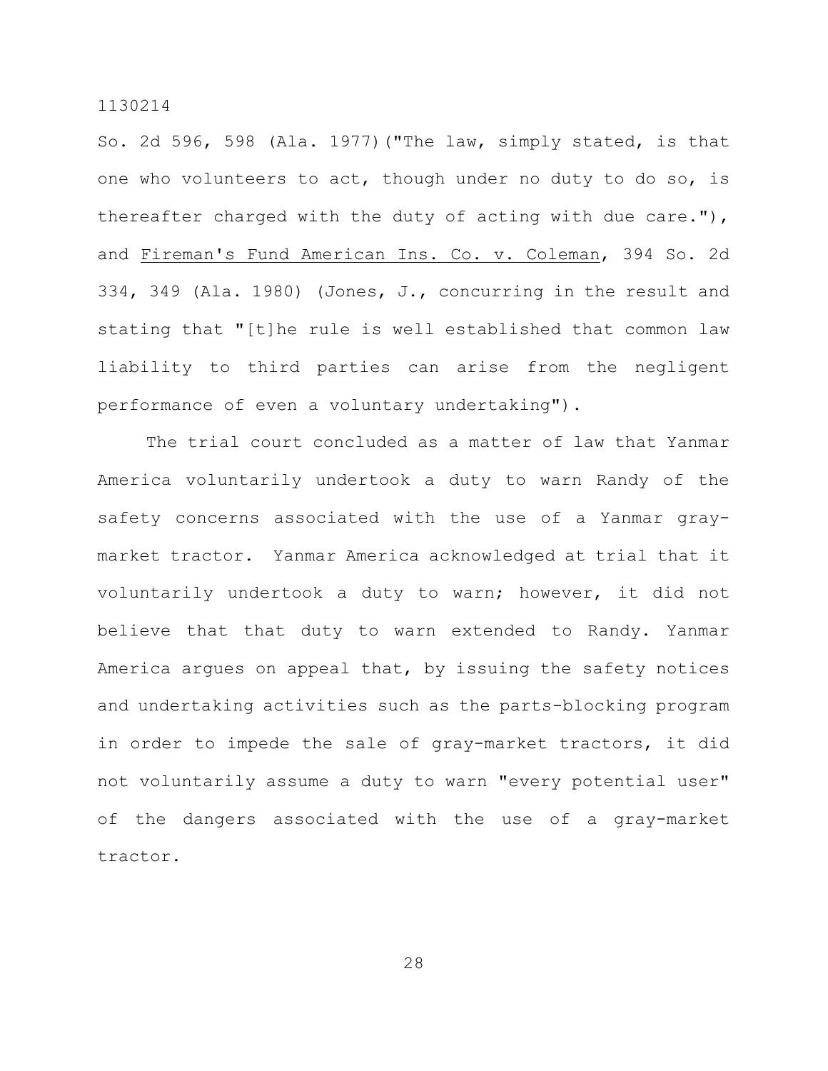So. 2d 596, 598 (Ala. 1977)("The law, simply stated, is that one who volunteers to act, though under no duty to do so, is thereafter charged with the duty of acting with due care."), and Fireman's Fund American Ins. Co. v. Coleman, 394 So. 2d 334, 349 (Ala. 1980) (Jones, J., concurring in the result and stating that "[t]he rule is well established that common law liability to third parties can arise from the negligent performance of even a voluntary undertaking").

The trial court concluded as a matter of law that Yanmar America voluntarily undertook a duty to warn Randy of the safety concerns associated with the use of a Yanmar gray-market tractor. Yanmar America acknowledged at trial that it voluntarily undertook a duty to warn; however, it did not believe that that duty to warn extended to Randy. Yanmar America argues on appeal that, by issuing the safety notices and undertaking activities such as the parts-blocking program in order to impede the sale of gray-market tractors, it did not voluntarily assume a duty to warn "every potential user" of the dangers associated with the use of a gray-market tractor.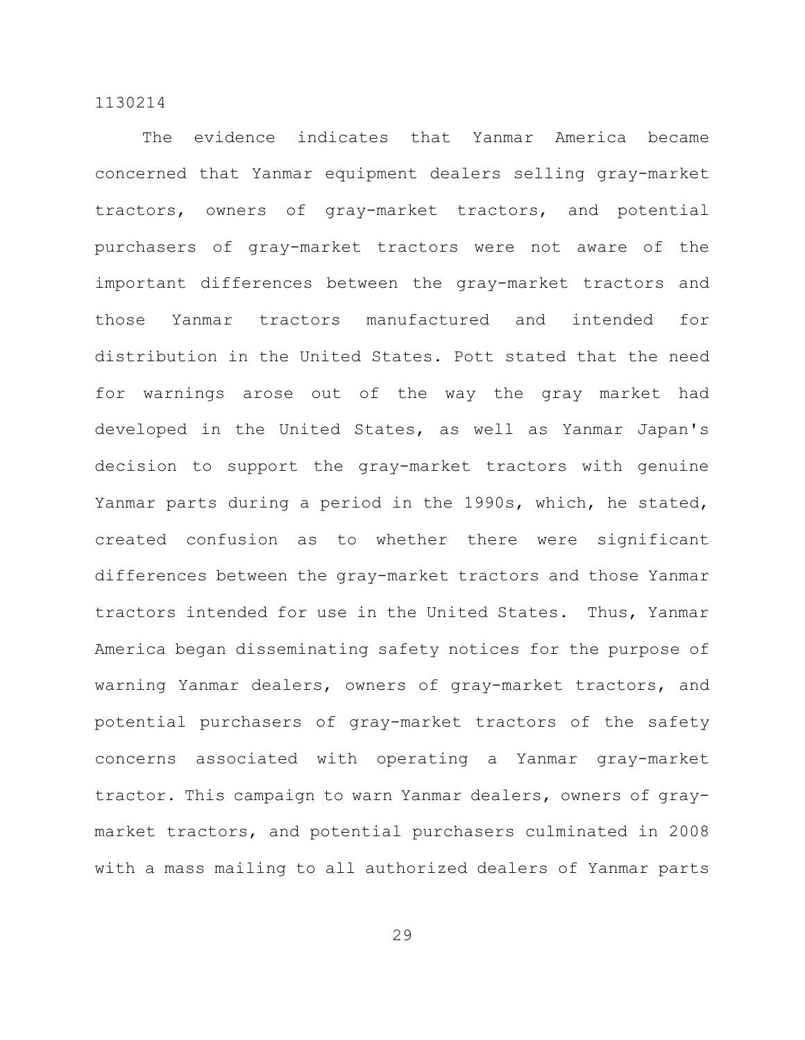The evidence indicates that Yanmar America became concerned that Yanmar equipment dealers selling gray-market tractors, owners of gray-market tractors, and potential purchasers of gray-market tractors were not aware of the important differences between the gray-market tractors and those Yanmar tractors manufactured and intended for distribution in the United States. Pott stated that the need for warnings arose out of the way the gray market had developed in the United States, as well as Yanmar Japan's decision to support the gray-market tractors with genuine Yanmar parts during a period in the 1990s, which, he stated, created confusion as to whether there were significant differences between the gray-market tractors and those Yanmar tractors intended for use in the United States. Thus, Yanmar America began disseminating safety notices for the purpose of warning Yanmar dealers, owners of gray-market tractors, and potential purchasers of gray-market tractors of the safety concerns associated with operating a Yanmar gray-market tractor. This campaign to warn Yanmar dealers, owners of gray-market tractors, and potential purchasers culminated in 2008 with a mass mailing to all authorized dealers of Yanmar parts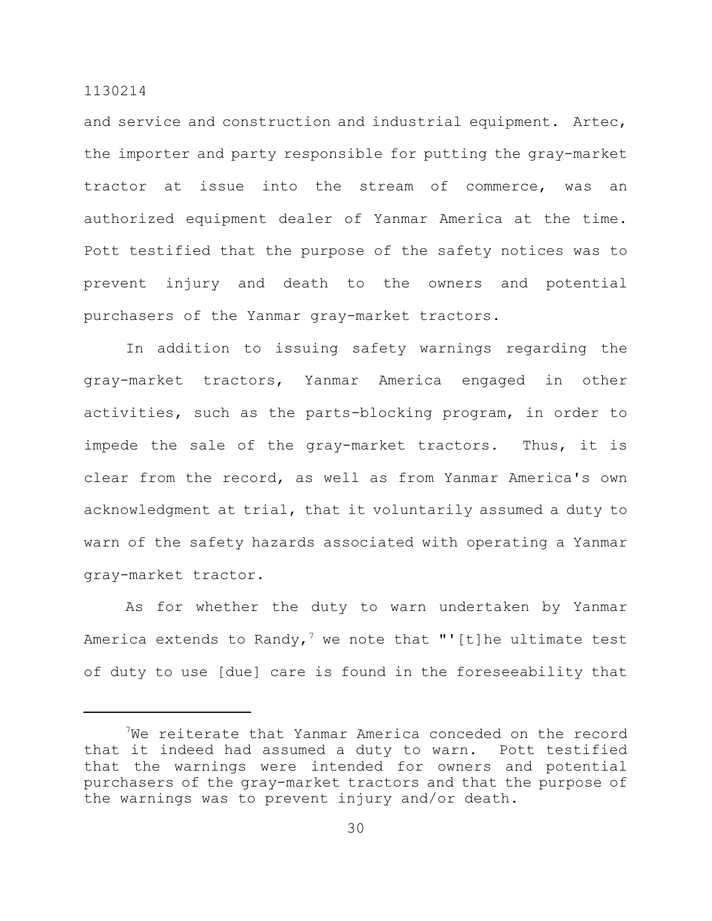and service and construction and industrial equipment. Artec, the importer and party responsible for putting the gray-market tractor at issue into the stream of commerce, was an authorized equipment dealer of Yanmar America at the time. Pott testified that the purpose of the safety notices was to prevent injury and death to the owners and potential purchasers of the Yanmar gray-market tractors.

In addition to issuing safety warnings regarding the gray-market tractors, Yanmar America engaged in other activities, such as the parts-blocking program, in order to impede the sale of the gray-market tractors. Thus, it is clear from the record, as well as from Yanmar America's own acknowledgment at trial, that it voluntarily assumed a duty to warn of the safety hazards associated with operating a Yanmar gray-market tractor.

As for whether the duty to warn undertaken by Yanmar America extends to Randy,[7] we note that "'[t]he ultimate test of duty to use [due] care is found in the foreseeability that

---

[7]We reiterate that Yanmar America conceded on the record that it indeed had assumed a duty to warn. Pott testified that the warnings were intended for owners and potential purchasers of the gray-market tractors and that the purpose of the warnings was to prevent injury and/or death.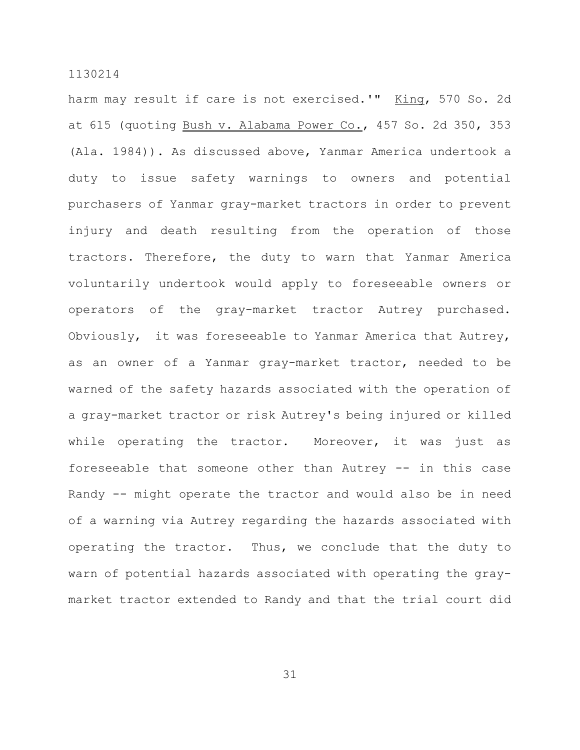harm may result if care is not exercised.'" King, 570 So. 2d at 615 (quoting Bush v. Alabama Power Co., 457 So. 2d 350, 353 (Ala. 1984)). As discussed above, Yanmar America undertook a duty to issue safety warnings to owners and potential purchasers of Yanmar gray-market tractors in order to prevent injury and death resulting from the operation of those tractors. Therefore, the duty to warn that Yanmar America voluntarily undertook would apply to foreseeable owners or operators of the gray-market tractor Autrey purchased. Obviously, it was foreseeable to Yanmar America that Autrey, as an owner of a Yanmar gray-market tractor, needed to be warned of the safety hazards associated with the operation of a gray-market tractor or risk Autrey's being injured or killed while operating the tractor. Moreover, it was just as foreseeable that someone other than Autrey -- in this case Randy -- might operate the tractor and would also be in need of a warning via Autrey regarding the hazards associated with operating the tractor. Thus, we conclude that the duty to warn of potential hazards associated with operating the gray-market tractor extended to Randy and that the trial court did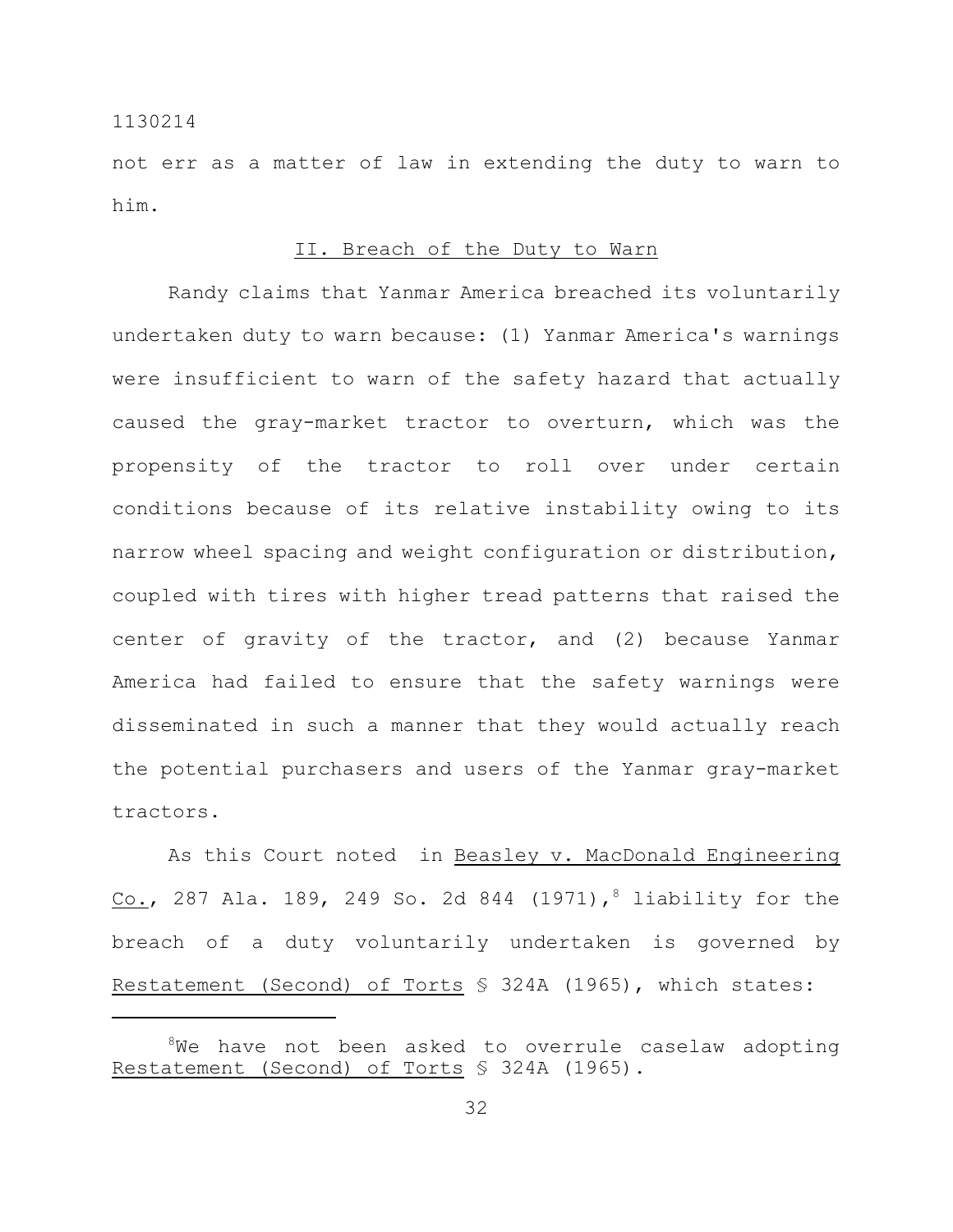not err as a matter of law in extending the duty to warn to him.

## II. Breach of the Duty to Warn

Randy claims that Yanmar America breached its voluntarily undertaken duty to warn because: (1) Yanmar America's warnings were insufficient to warn of the safety hazard that actually caused the gray-market tractor to overturn, which was the propensity of the tractor to roll over under certain conditions because of its relative instability owing to its narrow wheel spacing and weight configuration or distribution, coupled with tires with higher tread patterns that raised the center of gravity of the tractor, and (2) because Yanmar America had failed to ensure that the safety warnings were disseminated in such a manner that they would actually reach the potential purchasers and users of the Yanmar gray-market tractors.

As this Court noted in Beasley v. MacDonald Engineering Co., 287 Ala. 189, 249 So. 2d 844 (1971),[8] liability for the breach of a duty voluntarily undertaken is governed by Restatement (Second) of Torts § 324A (1965), which states:

---

[8] We have not been asked to overrule caselaw adopting Restatement (Second) of Torts § 324A (1965).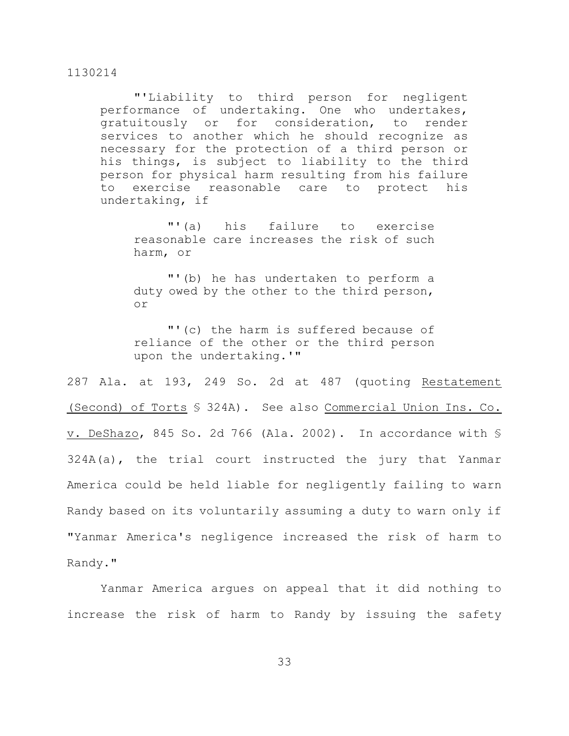"'Liability to third person for negligent performance of undertaking. One who undertakes, gratuitously or for consideration, to render services to another which he should recognize as necessary for the protection of a third person or his things, is subject to liability to the third person for physical harm resulting from his failure to exercise reasonable care to protect his undertaking, if

> "'(a) his failure to exercise reasonable care increases the risk of such harm, or
>
> "'(b) he has undertaken to perform a duty owed by the other to the third person, or
>
> "'(c) the harm is suffered because of reliance of the other or the third person upon the undertaking.'"

287 Ala. at 193, 249 So. 2d at 487 (quoting Restatement (Second) of Torts § 324A). See also Commercial Union Ins. Co. v. DeShazo, 845 So. 2d 766 (Ala. 2002). In accordance with § 324A(a), the trial court instructed the jury that Yanmar America could be held liable for negligently failing to warn Randy based on its voluntarily assuming a duty to warn only if "Yanmar America's negligence increased the risk of harm to Randy."

Yanmar America argues on appeal that it did nothing to increase the risk of harm to Randy by issuing the safety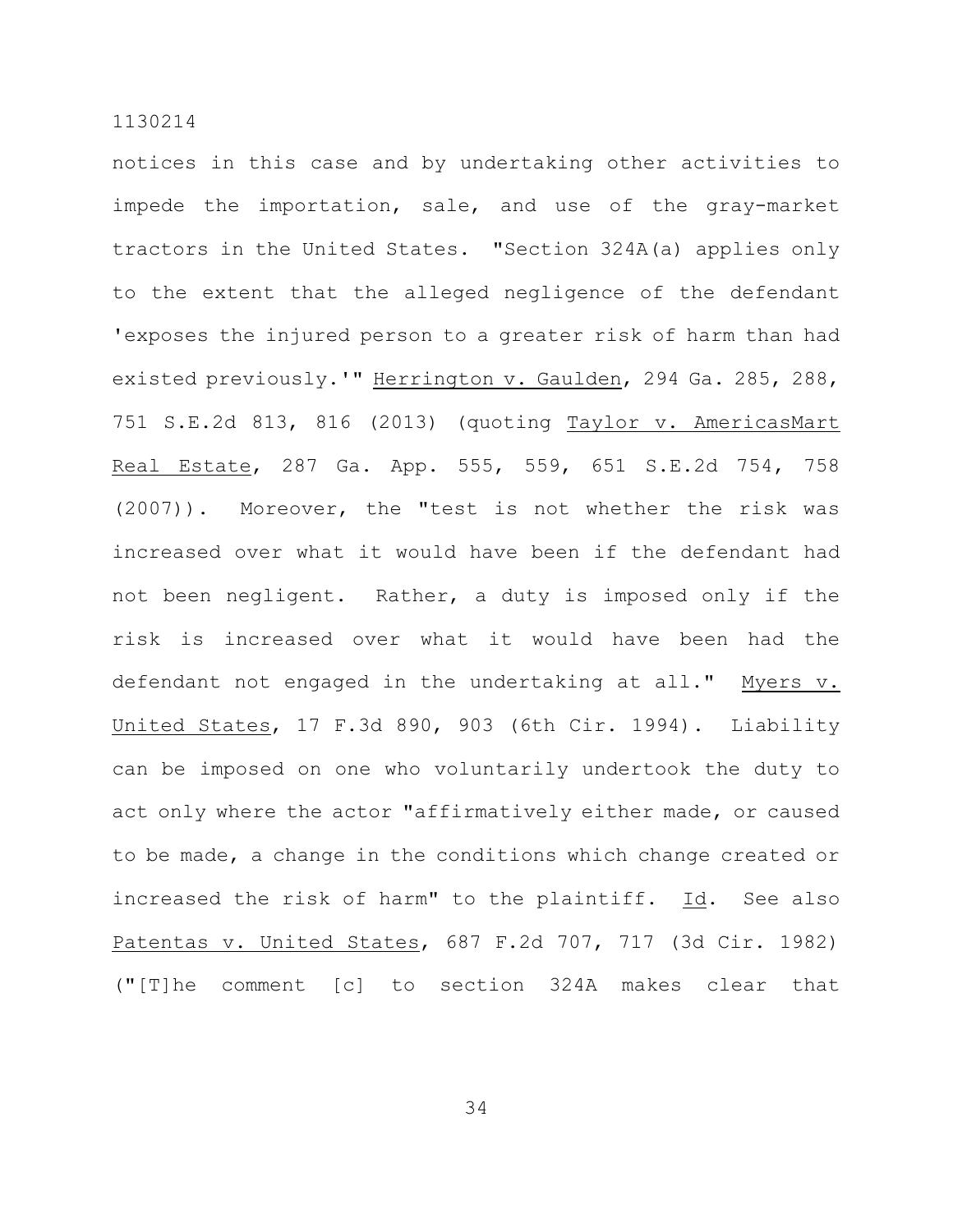notices in this case and by undertaking other activities to impede the importation, sale, and use of the gray-market tractors in the United States. "Section 324A(a) applies only to the extent that the alleged negligence of the defendant 'exposes the injured person to a greater risk of harm than had existed previously.'" Herrington v. Gaulden, 294 Ga. 285, 288, 751 S.E.2d 813, 816 (2013) (quoting Taylor v. AmericasMart Real Estate, 287 Ga. App. 555, 559, 651 S.E.2d 754, 758 (2007)). Moreover, the "test is not whether the risk was increased over what it would have been if the defendant had not been negligent. Rather, a duty is imposed only if the risk is increased over what it would have been had the defendant not engaged in the undertaking at all." Myers v. United States, 17 F.3d 890, 903 (6th Cir. 1994). Liability can be imposed on one who voluntarily undertook the duty to act only where the actor "affirmatively either made, or caused to be made, a change in the conditions which change created or increased the risk of harm" to the plaintiff. Id. See also Patentas v. United States, 687 F.2d 707, 717 (3d Cir. 1982) ("[T]he comment [c] to section 324A makes clear that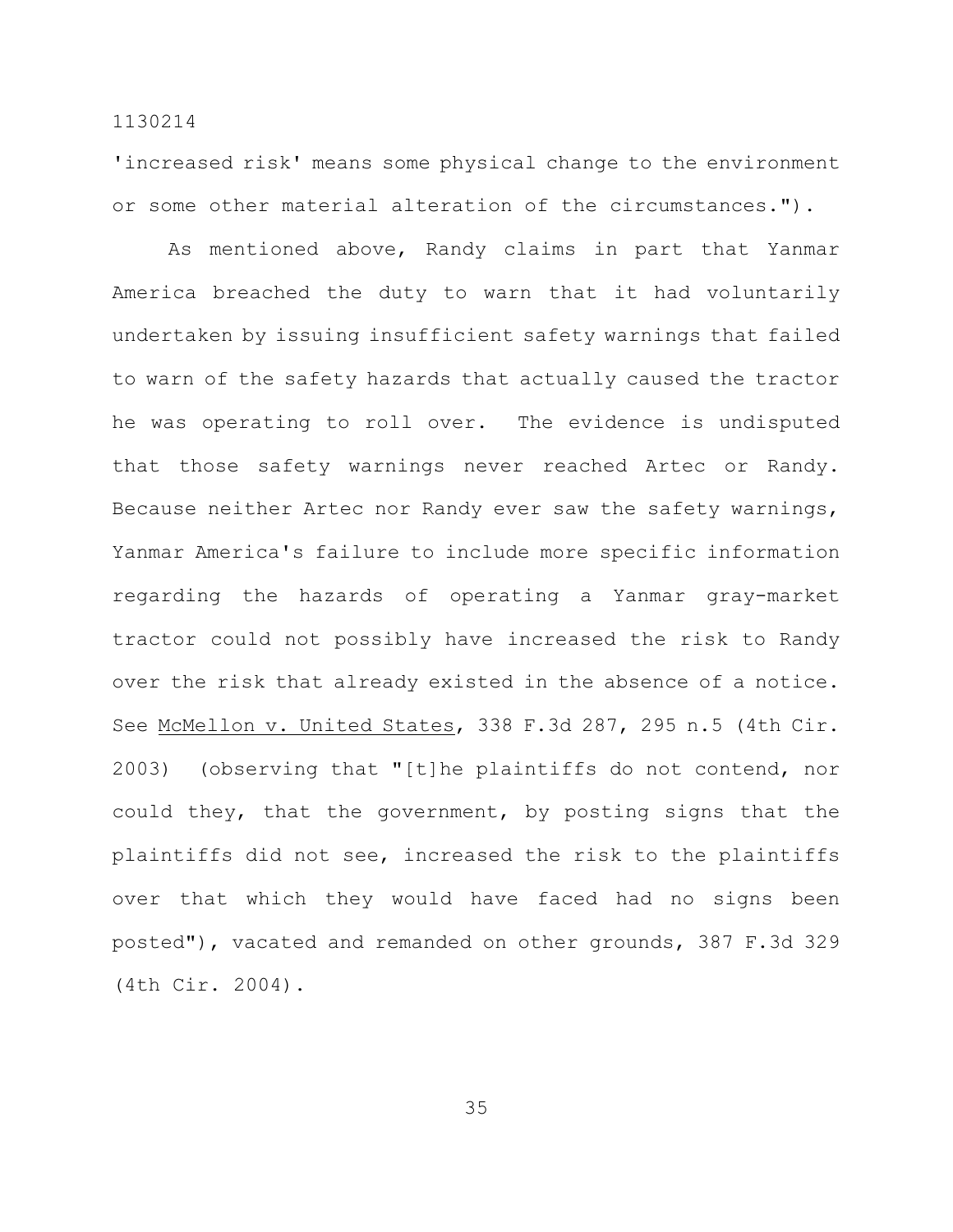'increased risk' means some physical change to the environment or some other material alteration of the circumstances.").

As mentioned above, Randy claims in part that Yanmar America breached the duty to warn that it had voluntarily undertaken by issuing insufficient safety warnings that failed to warn of the safety hazards that actually caused the tractor he was operating to roll over. The evidence is undisputed that those safety warnings never reached Artec or Randy. Because neither Artec nor Randy ever saw the safety warnings, Yanmar America's failure to include more specific information regarding the hazards of operating a Yanmar gray-market tractor could not possibly have increased the risk to Randy over the risk that already existed in the absence of a notice. See McMellon v. United States, 338 F.3d 287, 295 n.5 (4th Cir. 2003) (observing that "[t]he plaintiffs do not contend, nor could they, that the government, by posting signs that the plaintiffs did not see, increased the risk to the plaintiffs over that which they would have faced had no signs been posted"), vacated and remanded on other grounds, 387 F.3d 329 (4th Cir. 2004).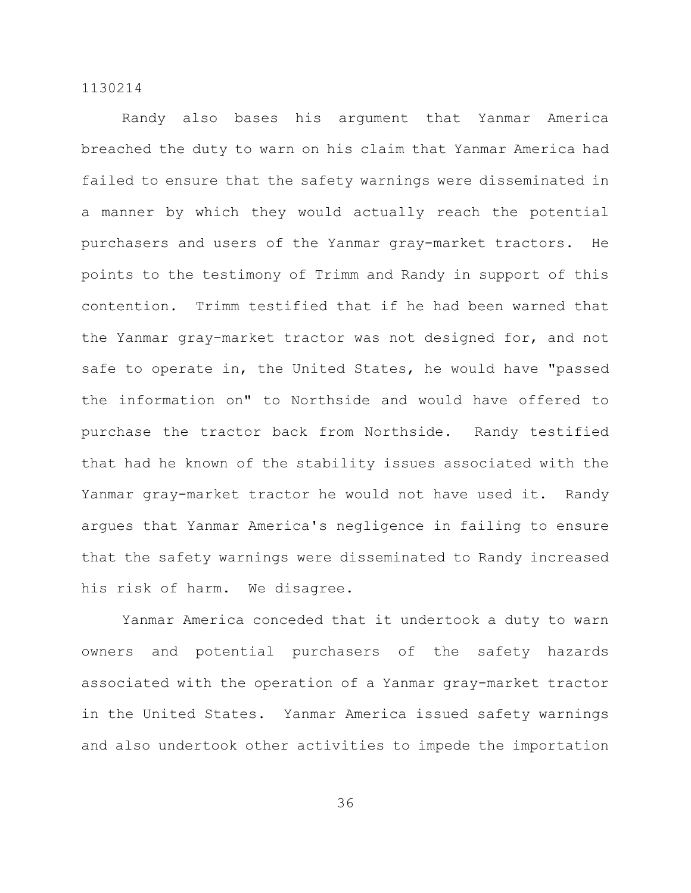Randy also bases his argument that Yanmar America breached the duty to warn on his claim that Yanmar America had failed to ensure that the safety warnings were disseminated in a manner by which they would actually reach the potential purchasers and users of the Yanmar gray-market tractors. He points to the testimony of Trimm and Randy in support of this contention. Trimm testified that if he had been warned that the Yanmar gray-market tractor was not designed for, and not safe to operate in, the United States, he would have "passed the information on" to Northside and would have offered to purchase the tractor back from Northside. Randy testified that had he known of the stability issues associated with the Yanmar gray-market tractor he would not have used it. Randy argues that Yanmar America's negligence in failing to ensure that the safety warnings were disseminated to Randy increased his risk of harm. We disagree.

Yanmar America conceded that it undertook a duty to warn owners and potential purchasers of the safety hazards associated with the operation of a Yanmar gray-market tractor in the United States. Yanmar America issued safety warnings and also undertook other activities to impede the importation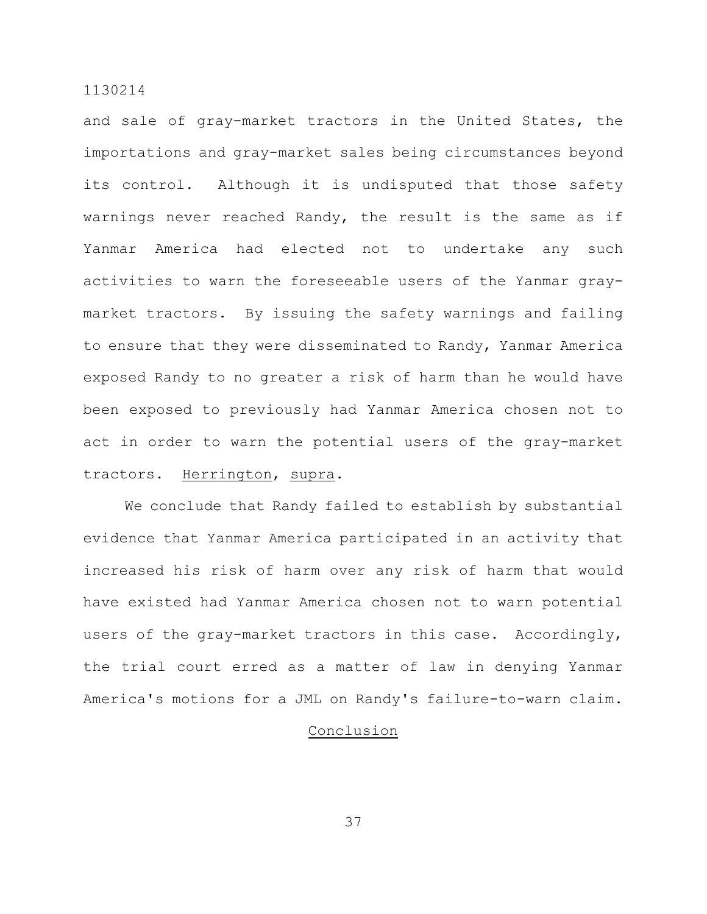and sale of gray-market tractors in the United States, the importations and gray-market sales being circumstances beyond its control. Although it is undisputed that those safety warnings never reached Randy, the result is the same as if Yanmar America had elected not to undertake any such activities to warn the foreseeable users of the Yanmar gray-market tractors. By issuing the safety warnings and failing to ensure that they were disseminated to Randy, Yanmar America exposed Randy to no greater a risk of harm than he would have been exposed to previously had Yanmar America chosen not to act in order to warn the potential users of the gray-market tractors. Herrington, supra.

We conclude that Randy failed to establish by substantial evidence that Yanmar America participated in an activity that increased his risk of harm over any risk of harm that would have existed had Yanmar America chosen not to warn potential users of the gray-market tractors in this case. Accordingly, the trial court erred as a matter of law in denying Yanmar America's motions for a JML on Randy's failure-to-warn claim.

## Conclusion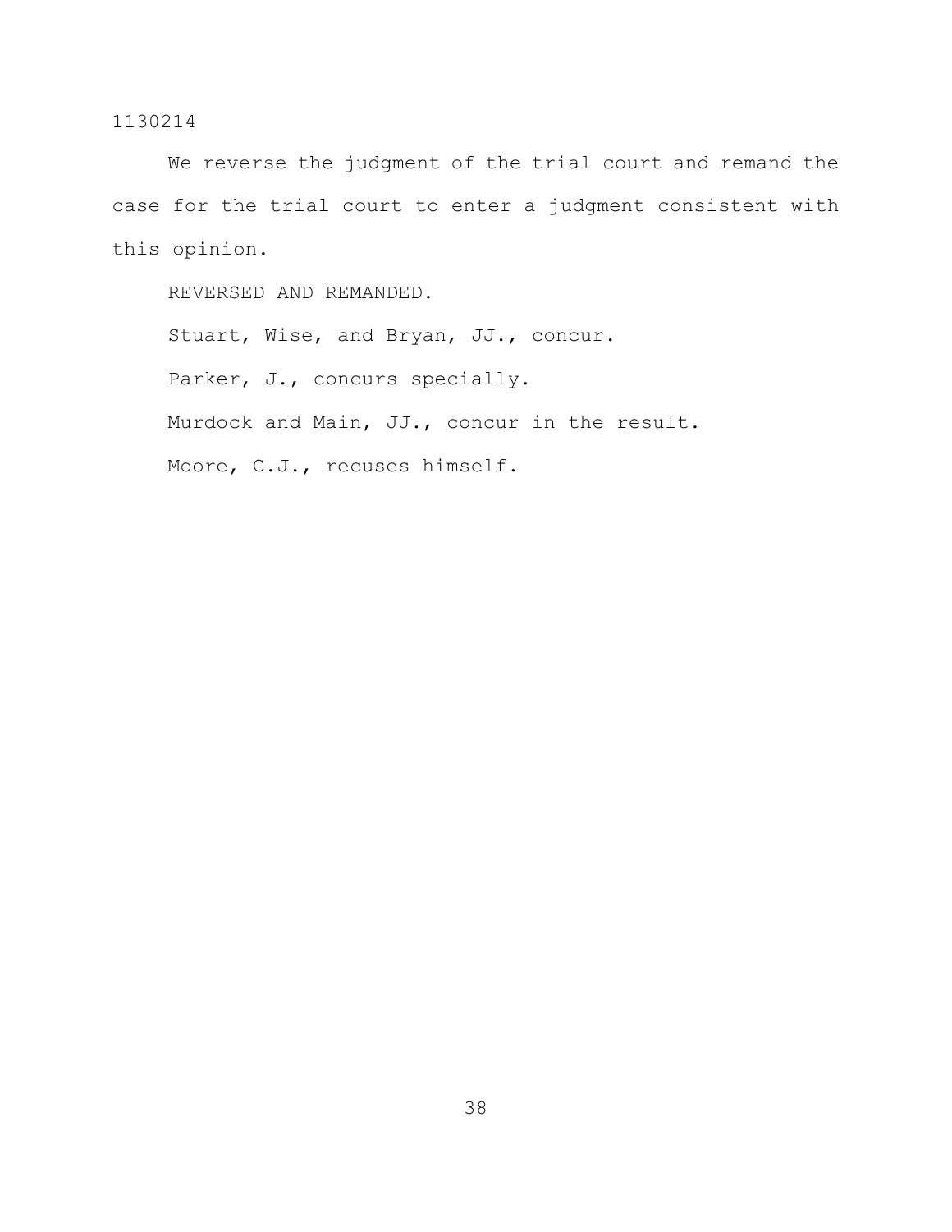We reverse the judgment of the trial court and remand the case for the trial court to enter a judgment consistent with this opinion.

REVERSED AND REMANDED.

Stuart, Wise, and Bryan, JJ., concur.

Parker, J., concurs specially.

Murdock and Main, JJ., concur in the result.

Moore, C.J., recuses himself.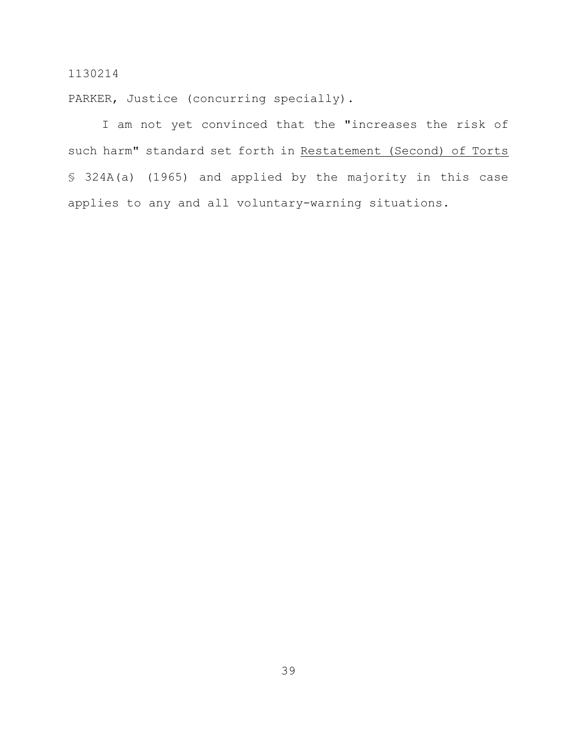1130214

PARKER, Justice (concurring specially).

I am not yet convinced that the "increases the risk of such harm" standard set forth in Restatement (Second) of Torts § 324A(a) (1965) and applied by the majority in this case applies to any and all voluntary-warning situations.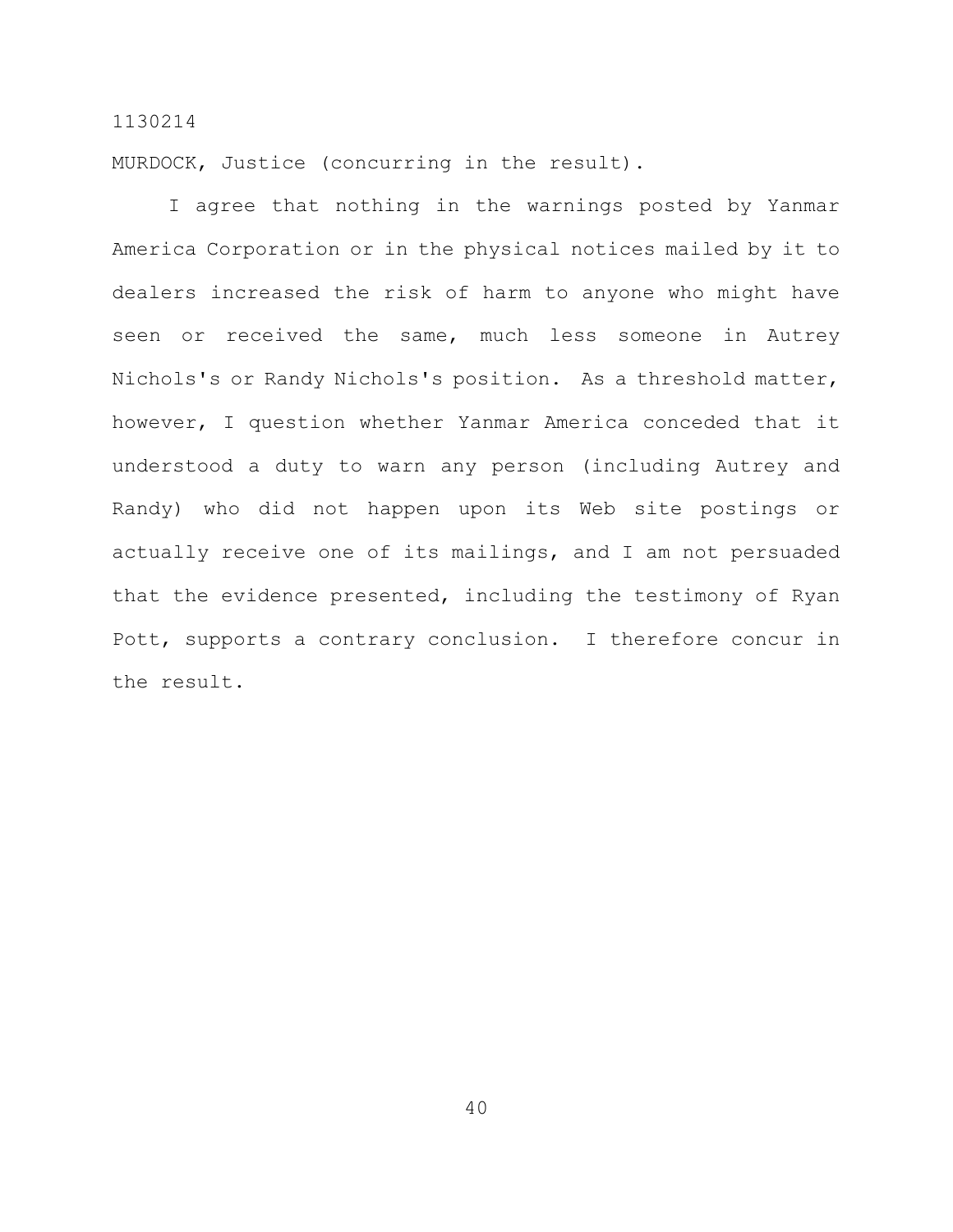MURDOCK, Justice (concurring in the result).

I agree that nothing in the warnings posted by Yanmar America Corporation or in the physical notices mailed by it to dealers increased the risk of harm to anyone who might have seen or received the same, much less someone in Autrey Nichols's or Randy Nichols's position. As a threshold matter, however, I question whether Yanmar America conceded that it understood a duty to warn any person (including Autrey and Randy) who did not happen upon its Web site postings or actually receive one of its mailings, and I am not persuaded that the evidence presented, including the testimony of Ryan Pott, supports a contrary conclusion. I therefore concur in the result.